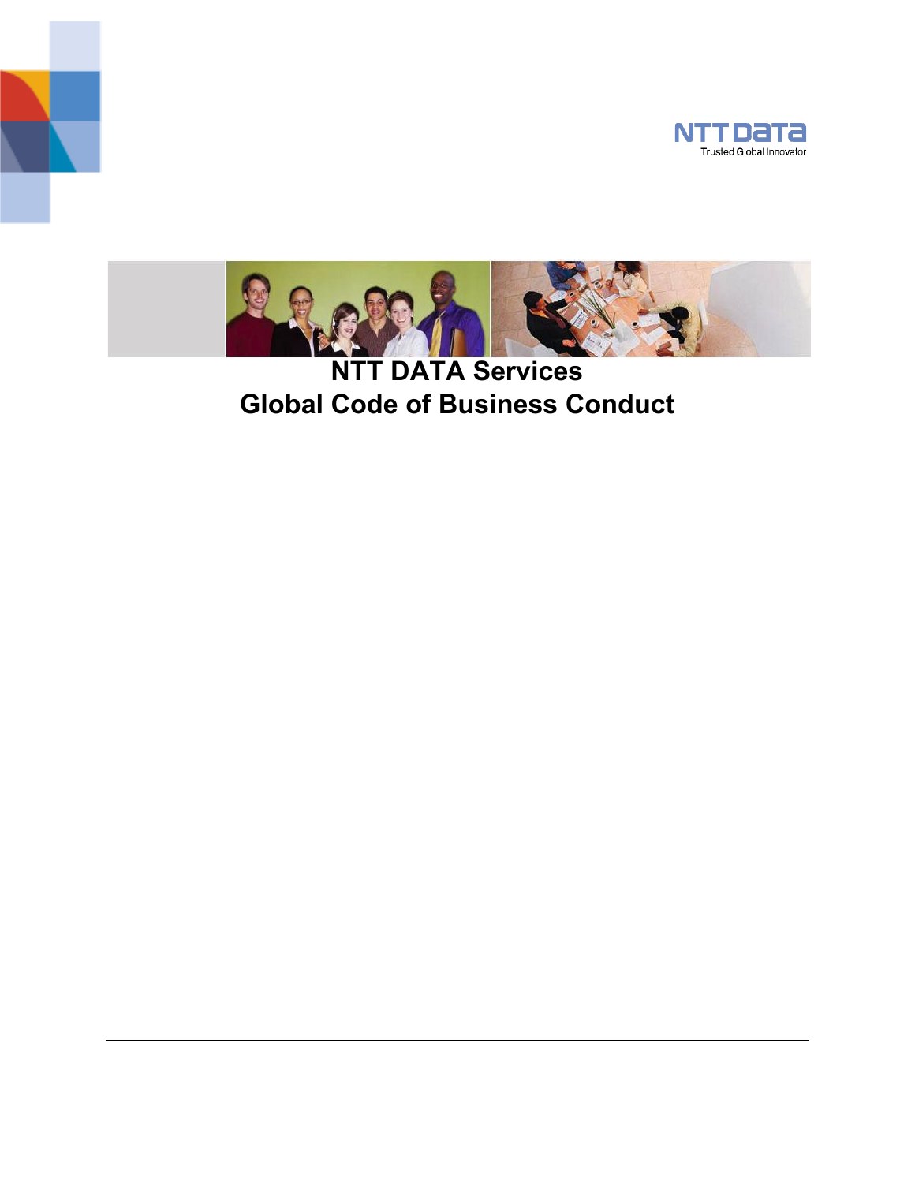NTT DATA

Trusted Global Innovator

# NTT DATA Services
# Global Code of Business Conduct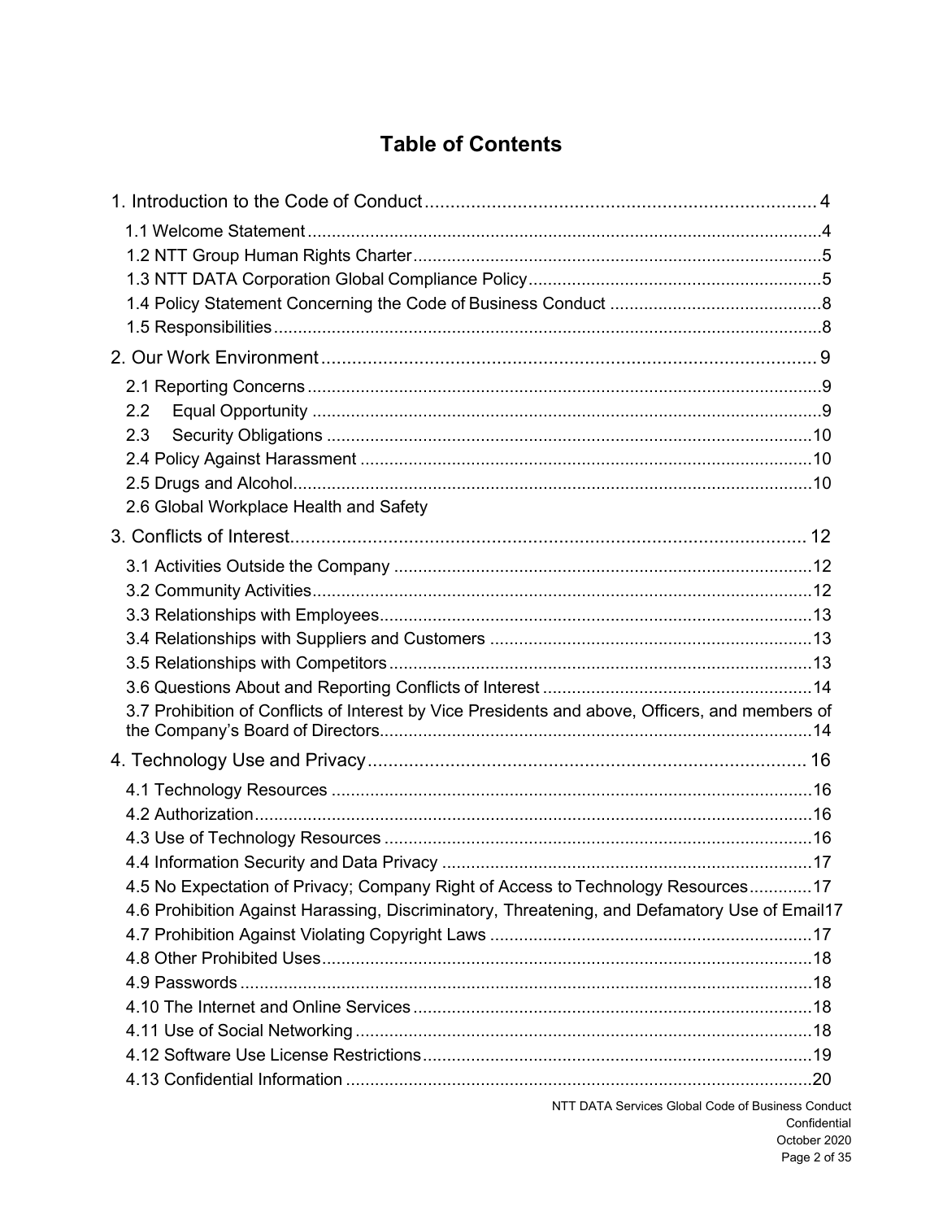# Table of Contents

1. Introduction to the Code of Conduct ........................................ 4
   - 1.1 Welcome Statement ........................................ 4
   - 1.2 NTT Group Human Rights Charter ........................................ 5
   - 1.3 NTT DATA Corporation Global Compliance Policy ........................................ 5
   - 1.4 Policy Statement Concerning the Code of Business Conduct ........................................ 8
   - 1.5 Responsibilities ........................................ 8
2. Our Work Environment ........................................ 9
   - 2.1 Reporting Concerns ........................................ 9
   - 2.2 Equal Opportunity ........................................ 9
   - 2.3 Security Obligations ........................................ 10
   - 2.4 Policy Against Harassment ........................................ 10
   - 2.5 Drugs and Alcohol ........................................ 10
   - 2.6 Global Workplace Health and Safety
3. Conflicts of Interest ........................................ 12
   - 3.1 Activities Outside the Company ........................................ 12
   - 3.2 Community Activities ........................................ 12
   - 3.3 Relationships with Employees ........................................ 13
   - 3.4 Relationships with Suppliers and Customers ........................................ 13
   - 3.5 Relationships with Competitors ........................................ 13
   - 3.6 Questions About and Reporting Conflicts of Interest ........................................ 14
   - 3.7 Prohibition of Conflicts of Interest by Vice Presidents and above, Officers, and members of the Company's Board of Directors ........................................ 14
4. Technology Use and Privacy ........................................ 16
   - 4.1 Technology Resources ........................................ 16
   - 4.2 Authorization ........................................ 16
   - 4.3 Use of Technology Resources ........................................ 16
   - 4.4 Information Security and Data Privacy ........................................ 17
   - 4.5 No Expectation of Privacy; Company Right of Access to Technology Resources ........................................ 17
   - 4.6 Prohibition Against Harassing, Discriminatory, Threatening, and Defamatory Use of Email ........................................ 17
   - 4.7 Prohibition Against Violating Copyright Laws ........................................ 17
   - 4.8 Other Prohibited Uses ........................................ 18
   - 4.9 Passwords ........................................ 18
   - 4.10 The Internet and Online Services ........................................ 18
   - 4.11 Use of Social Networking ........................................ 18
   - 4.12 Software Use License Restrictions ........................................ 19
   - 4.13 Confidential Information ........................................ 20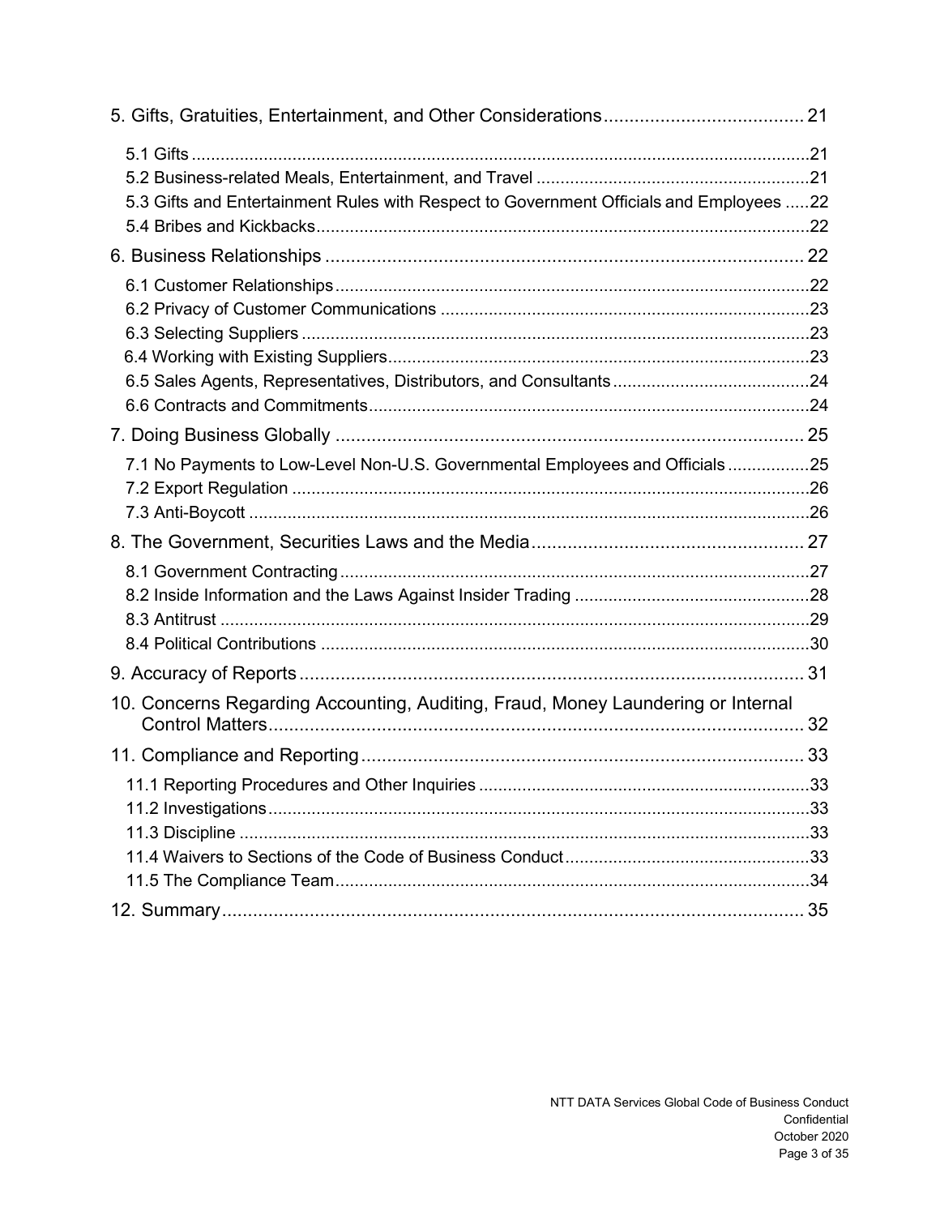5. Gifts, Gratuities, Entertainment, and Other Considerations....................................... 21

- 5.1 Gifts ..................................................................................................................21
- 5.2 Business-related Meals, Entertainment, and Travel ..........................................................21
- 5.3 Gifts and Entertainment Rules with Respect to Government Officials and Employees .....22
- 5.4 Bribes and Kickbacks......................................................................................................22

6. Business Relationships .............................................................................................. 22

- 6.1 Customer Relationships...................................................................................................22
- 6.2 Privacy of Customer Communications .............................................................................23
- 6.3 Selecting Suppliers .........................................................................................................23
- 6.4 Working with Existing Suppliers.......................................................................................23
- 6.5 Sales Agents, Representatives, Distributors, and Consultants.........................................24
- 6.6 Contracts and Commitments...........................................................................................24

7. Doing Business Globally ............................................................................................ 25

- 7.1 No Payments to Low-Level Non-U.S. Governmental Employees and Officials .................25
- 7.2 Export Regulation ...........................................................................................................26
- 7.3 Anti-Boycott ....................................................................................................................26

8. The Government, Securities Laws and the Media...................................................... 27

- 8.1 Government Contracting.................................................................................................27
- 8.2 Inside Information and the Laws Against Insider Trading .................................................28
- 8.3 Antitrust ..........................................................................................................................29
- 8.4 Political Contributions .....................................................................................................30

9. Accuracy of Reports................................................................................................... 31

10. Concerns Regarding Accounting, Auditing, Fraud, Money Laundering or Internal Control Matters........................................................................................................ 32

11. Compliance and Reporting....................................................................................... 33

- 11.1 Reporting Procedures and Other Inquiries ....................................................................33
- 11.2 Investigations................................................................................................................33
- 11.3 Discipline ......................................................................................................................33
- 11.4 Waivers to Sections of the Code of Business Conduct...................................................33
- 11.5 The Compliance Team..................................................................................................34

12. Summary.................................................................................................................. 35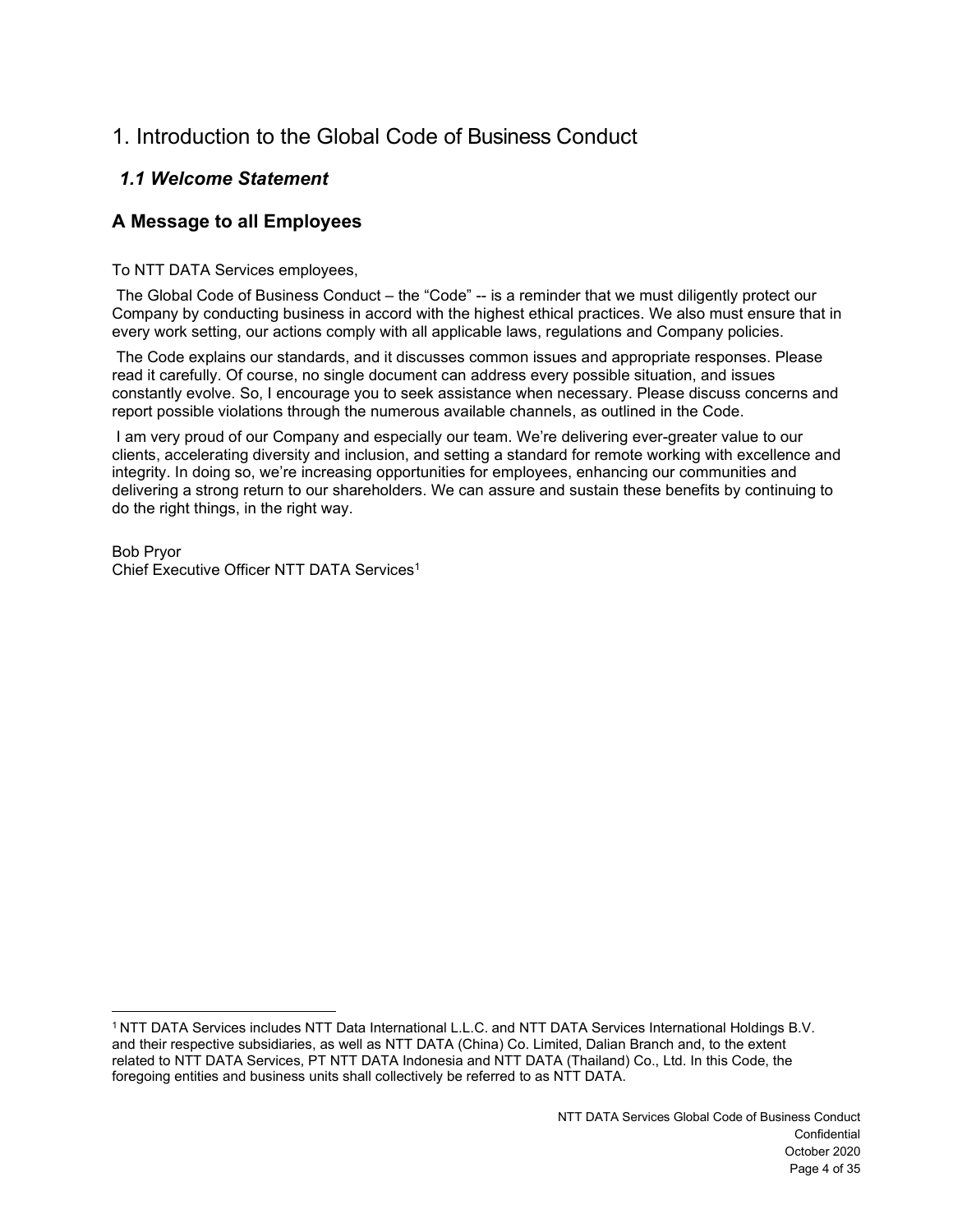# 1. Introduction to the Global Code of Business Conduct

## *1.1 Welcome Statement*

## A Message to all Employees

To NTT DATA Services employees,

The Global Code of Business Conduct – the "Code" -- is a reminder that we must diligently protect our Company by conducting business in accord with the highest ethical practices. We also must ensure that in every work setting, our actions comply with all applicable laws, regulations and Company policies.

The Code explains our standards, and it discusses common issues and appropriate responses. Please read it carefully. Of course, no single document can address every possible situation, and issues constantly evolve. So, I encourage you to seek assistance when necessary. Please discuss concerns and report possible violations through the numerous available channels, as outlined in the Code.

I am very proud of our Company and especially our team. We're delivering ever-greater value to our clients, accelerating diversity and inclusion, and setting a standard for remote working with excellence and integrity. In doing so, we're increasing opportunities for employees, enhancing our communities and delivering a strong return to our shareholders. We can assure and sustain these benefits by continuing to do the right things, in the right way.

Bob Pryor
Chief Executive Officer NTT DATA Services[1]

[1] NTT DATA Services includes NTT Data International L.L.C. and NTT DATA Services International Holdings B.V. and their respective subsidiaries, as well as NTT DATA (China) Co. Limited, Dalian Branch and, to the extent related to NTT DATA Services, PT NTT DATA Indonesia and NTT DATA (Thailand) Co., Ltd. In this Code, the foregoing entities and business units shall collectively be referred to as NTT DATA.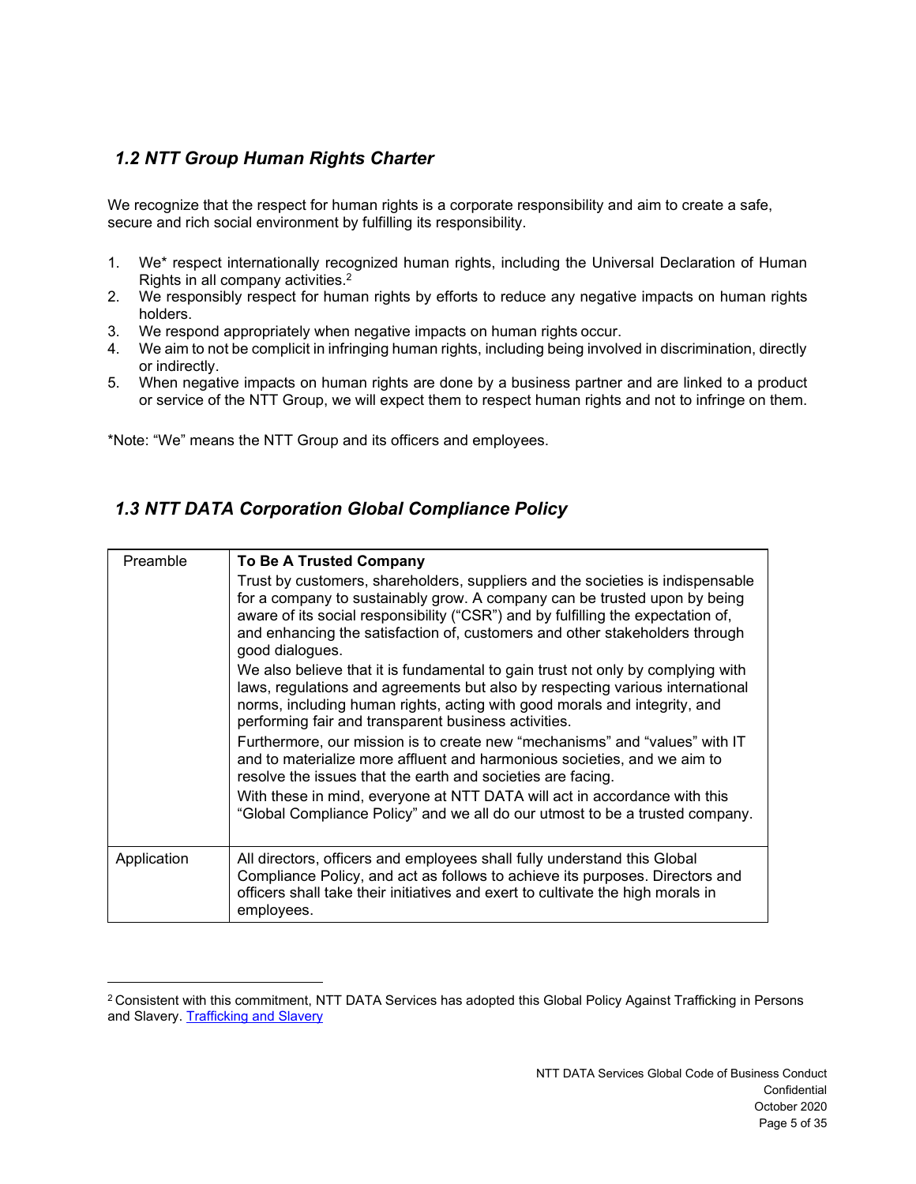## *1.2 NTT Group Human Rights Charter*

We recognize that the respect for human rights is a corporate responsibility and aim to create a safe, secure and rich social environment by fulfilling its responsibility.

1. We* respect internationally recognized human rights, including the Universal Declaration of Human Rights in all company activities.[2]
2. We responsibly respect for human rights by efforts to reduce any negative impacts on human rights holders.
3. We respond appropriately when negative impacts on human rights occur.
4. We aim to not be complicit in infringing human rights, including being involved in discrimination, directly or indirectly.
5. When negative impacts on human rights are done by a business partner and are linked to a product or service of the NTT Group, we will expect them to respect human rights and not to infringe on them.

*Note: "We" means the NTT Group and its officers and employees.

## *1.3 NTT DATA Corporation Global Compliance Policy*

| Preamble | **To Be A Trusted Company**<br>Trust by customers, shareholders, suppliers and the societies is indispensable for a company to sustainably grow. A company can be trusted upon by being aware of its social responsibility ("CSR") and by fulfilling the expectation of, and enhancing the satisfaction of, customers and other stakeholders through good dialogues.<br>We also believe that it is fundamental to gain trust not only by complying with laws, regulations and agreements but also by respecting various international norms, including human rights, acting with good morals and integrity, and performing fair and transparent business activities.<br>Furthermore, our mission is to create new "mechanisms" and "values" with IT and to materialize more affluent and harmonious societies, and we aim to resolve the issues that the earth and societies are facing.<br>With these in mind, everyone at NTT DATA will act in accordance with this "Global Compliance Policy" and we all do our utmost to be a trusted company. |
|---|---|
| Application | All directors, officers and employees shall fully understand this Global Compliance Policy, and act as follows to achieve its purposes. Directors and officers shall take their initiatives and exert to cultivate the high morals in employees. |

[2] Consistent with this commitment, NTT DATA Services has adopted this Global Policy Against Trafficking in Persons and Slavery. Trafficking and Slavery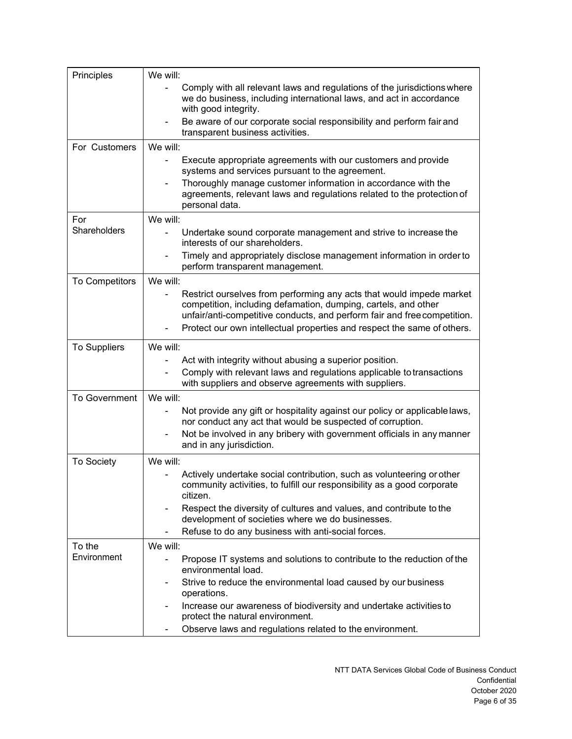| Principles | We will:<br>- Comply with all relevant laws and regulations of the jurisdictions where we do business, including international laws, and act in accordance with good integrity.<br>- Be aware of our corporate social responsibility and perform fair and transparent business activities. |
|---|---|
| For Customers | We will:<br>- Execute appropriate agreements with our customers and provide systems and services pursuant to the agreement.<br>- Thoroughly manage customer information in accordance with the agreements, relevant laws and regulations related to the protection of personal data. |
| For Shareholders | We will:<br>- Undertake sound corporate management and strive to increase the interests of our shareholders.<br>- Timely and appropriately disclose management information in order to perform transparent management. |
| To Competitors | We will:<br>- Restrict ourselves from performing any acts that would impede market competition, including defamation, dumping, cartels, and other unfair/anti-competitive conducts, and perform fair and free competition.<br>- Protect our own intellectual properties and respect the same of others. |
| To Suppliers | We will:<br>- Act with integrity without abusing a superior position.<br>- Comply with relevant laws and regulations applicable to transactions with suppliers and observe agreements with suppliers. |
| To Government | We will:<br>- Not provide any gift or hospitality against our policy or applicable laws, nor conduct any act that would be suspected of corruption.<br>- Not be involved in any bribery with government officials in any manner and in any jurisdiction. |
| To Society | We will:<br>- Actively undertake social contribution, such as volunteering or other community activities, to fulfill our responsibility as a good corporate citizen.<br>- Respect the diversity of cultures and values, and contribute to the development of societies where we do businesses.<br>- Refuse to do any business with anti-social forces. |
| To the Environment | We will:<br>- Propose IT systems and solutions to contribute to the reduction of the environmental load.<br>- Strive to reduce the environmental load caused by our business operations.<br>- Increase our awareness of biodiversity and undertake activities to protect the natural environment.<br>- Observe laws and regulations related to the environment. |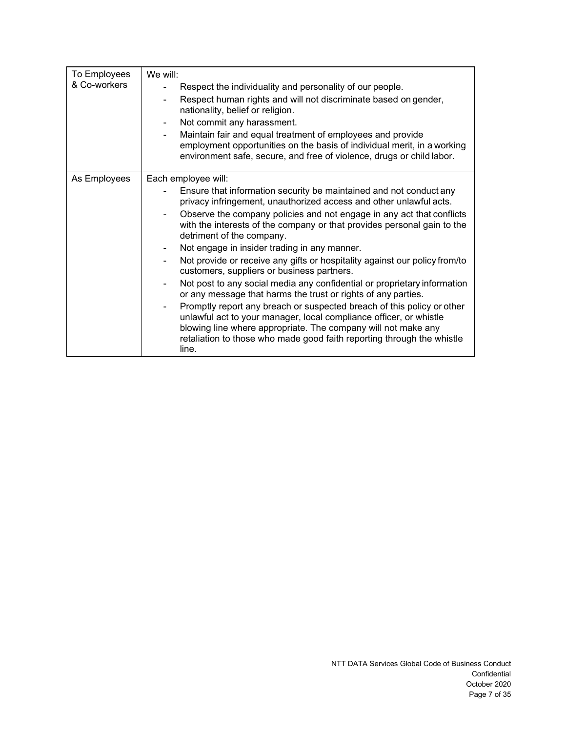| | |
|---|---|
| To Employees & Co-workers | We will:<br>- Respect the individuality and personality of our people.<br>- Respect human rights and will not discriminate based on gender, nationality, belief or religion.<br>- Not commit any harassment.<br>- Maintain fair and equal treatment of employees and provide employment opportunities on the basis of individual merit, in a working environment safe, secure, and free of violence, drugs or child labor. |
| As Employees | Each employee will:<br>- Ensure that information security be maintained and not conduct any privacy infringement, unauthorized access and other unlawful acts.<br>- Observe the company policies and not engage in any act that conflicts with the interests of the company or that provides personal gain to the detriment of the company.<br>- Not engage in insider trading in any manner.<br>- Not provide or receive any gifts or hospitality against our policy from/to customers, suppliers or business partners.<br>- Not post to any social media any confidential or proprietary information or any message that harms the trust or rights of any parties.<br>- Promptly report any breach or suspected breach of this policy or other unlawful act to your manager, local compliance officer, or whistle blowing line where appropriate. The company will not make any retaliation to those who made good faith reporting through the whistle line. |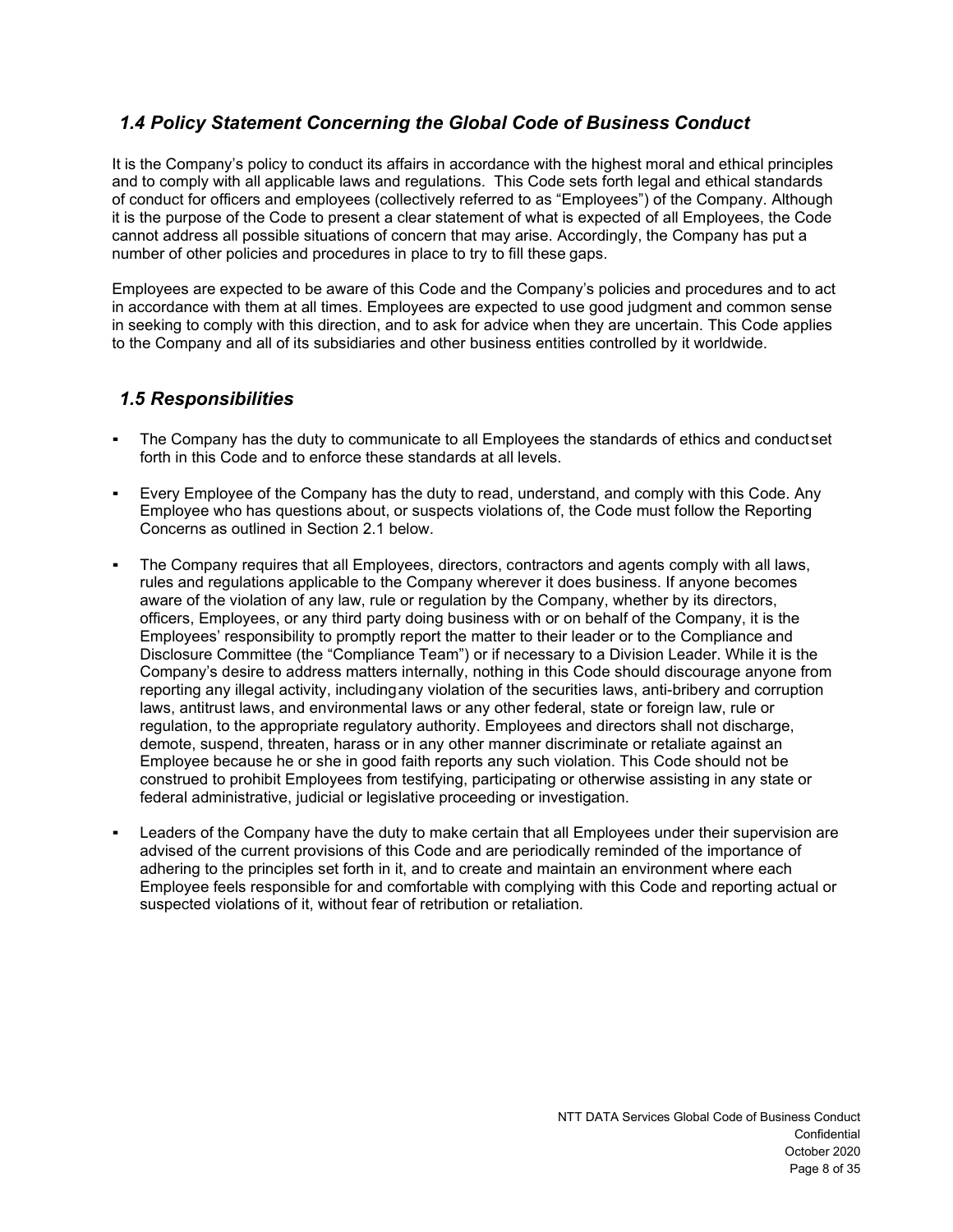## *1.4 Policy Statement Concerning the Global Code of Business Conduct*

It is the Company's policy to conduct its affairs in accordance with the highest moral and ethical principles and to comply with all applicable laws and regulations. This Code sets forth legal and ethical standards of conduct for officers and employees (collectively referred to as "Employees") of the Company. Although it is the purpose of the Code to present a clear statement of what is expected of all Employees, the Code cannot address all possible situations of concern that may arise. Accordingly, the Company has put a number of other policies and procedures in place to try to fill these gaps.

Employees are expected to be aware of this Code and the Company's policies and procedures and to act in accordance with them at all times. Employees are expected to use good judgment and common sense in seeking to comply with this direction, and to ask for advice when they are uncertain. This Code applies to the Company and all of its subsidiaries and other business entities controlled by it worldwide.

## *1.5 Responsibilities*

- The Company has the duty to communicate to all Employees the standards of ethics and conduct set forth in this Code and to enforce these standards at all levels.
- Every Employee of the Company has the duty to read, understand, and comply with this Code. Any Employee who has questions about, or suspects violations of, the Code must follow the Reporting Concerns as outlined in Section 2.1 below.
- The Company requires that all Employees, directors, contractors and agents comply with all laws, rules and regulations applicable to the Company wherever it does business. If anyone becomes aware of the violation of any law, rule or regulation by the Company, whether by its directors, officers, Employees, or any third party doing business with or on behalf of the Company, it is the Employees' responsibility to promptly report the matter to their leader or to the Compliance and Disclosure Committee (the "Compliance Team") or if necessary to a Division Leader. While it is the Company's desire to address matters internally, nothing in this Code should discourage anyone from reporting any illegal activity, including any violation of the securities laws, anti-bribery and corruption laws, antitrust laws, and environmental laws or any other federal, state or foreign law, rule or regulation, to the appropriate regulatory authority. Employees and directors shall not discharge, demote, suspend, threaten, harass or in any other manner discriminate or retaliate against an Employee because he or she in good faith reports any such violation. This Code should not be construed to prohibit Employees from testifying, participating or otherwise assisting in any state or federal administrative, judicial or legislative proceeding or investigation.
- Leaders of the Company have the duty to make certain that all Employees under their supervision are advised of the current provisions of this Code and are periodically reminded of the importance of adhering to the principles set forth in it, and to create and maintain an environment where each Employee feels responsible for and comfortable with complying with this Code and reporting actual or suspected violations of it, without fear of retribution or retaliation.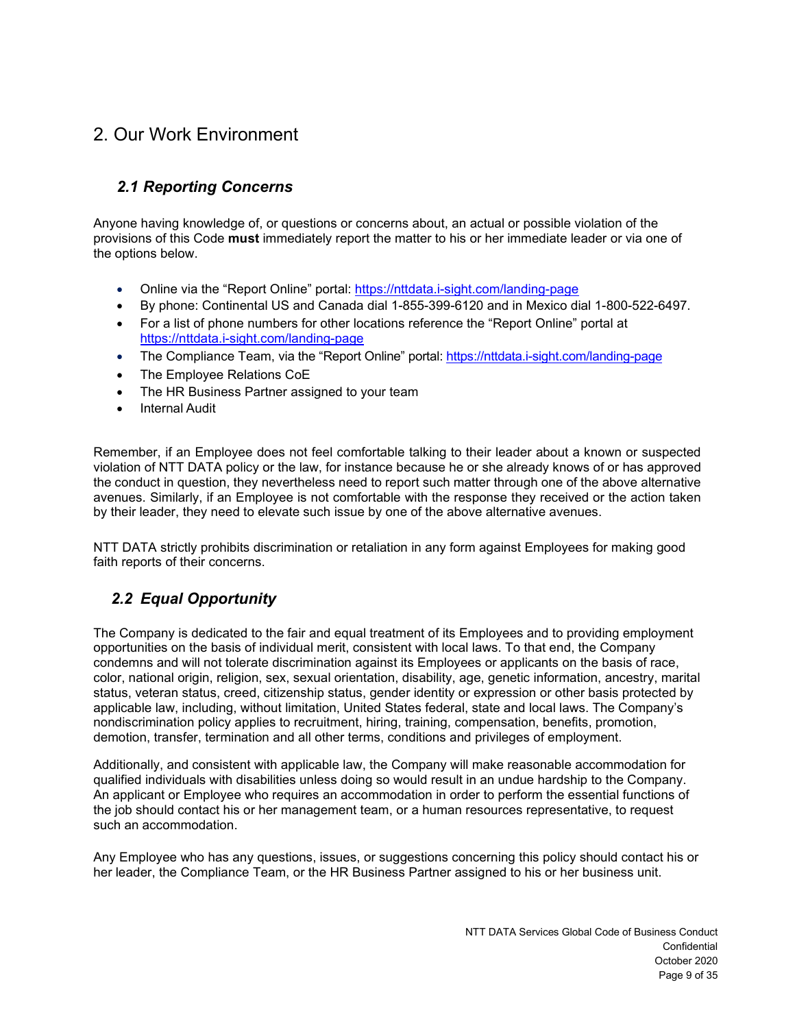# 2. Our Work Environment

## *2.1 Reporting Concerns*

Anyone having knowledge of, or questions or concerns about, an actual or possible violation of the provisions of this Code **must** immediately report the matter to his or her immediate leader or via one of the options below.

- Online via the "Report Online" portal: https://nttdata.i-sight.com/landing-page
- By phone: Continental US and Canada dial 1-855-399-6120 and in Mexico dial 1-800-522-6497.
- For a list of phone numbers for other locations reference the "Report Online" portal at https://nttdata.i-sight.com/landing-page
- The Compliance Team, via the "Report Online" portal: https://nttdata.i-sight.com/landing-page
- The Employee Relations CoE
- The HR Business Partner assigned to your team
- Internal Audit

Remember, if an Employee does not feel comfortable talking to their leader about a known or suspected violation of NTT DATA policy or the law, for instance because he or she already knows of or has approved the conduct in question, they nevertheless need to report such matter through one of the above alternative avenues. Similarly, if an Employee is not comfortable with the response they received or the action taken by their leader, they need to elevate such issue by one of the above alternative avenues.

NTT DATA strictly prohibits discrimination or retaliation in any form against Employees for making good faith reports of their concerns.

## *2.2 Equal Opportunity*

The Company is dedicated to the fair and equal treatment of its Employees and to providing employment opportunities on the basis of individual merit, consistent with local laws. To that end, the Company condemns and will not tolerate discrimination against its Employees or applicants on the basis of race, color, national origin, religion, sex, sexual orientation, disability, age, genetic information, ancestry, marital status, veteran status, creed, citizenship status, gender identity or expression or other basis protected by applicable law, including, without limitation, United States federal, state and local laws. The Company's nondiscrimination policy applies to recruitment, hiring, training, compensation, benefits, promotion, demotion, transfer, termination and all other terms, conditions and privileges of employment.

Additionally, and consistent with applicable law, the Company will make reasonable accommodation for qualified individuals with disabilities unless doing so would result in an undue hardship to the Company. An applicant or Employee who requires an accommodation in order to perform the essential functions of the job should contact his or her management team, or a human resources representative, to request such an accommodation.

Any Employee who has any questions, issues, or suggestions concerning this policy should contact his or her leader, the Compliance Team, or the HR Business Partner assigned to his or her business unit.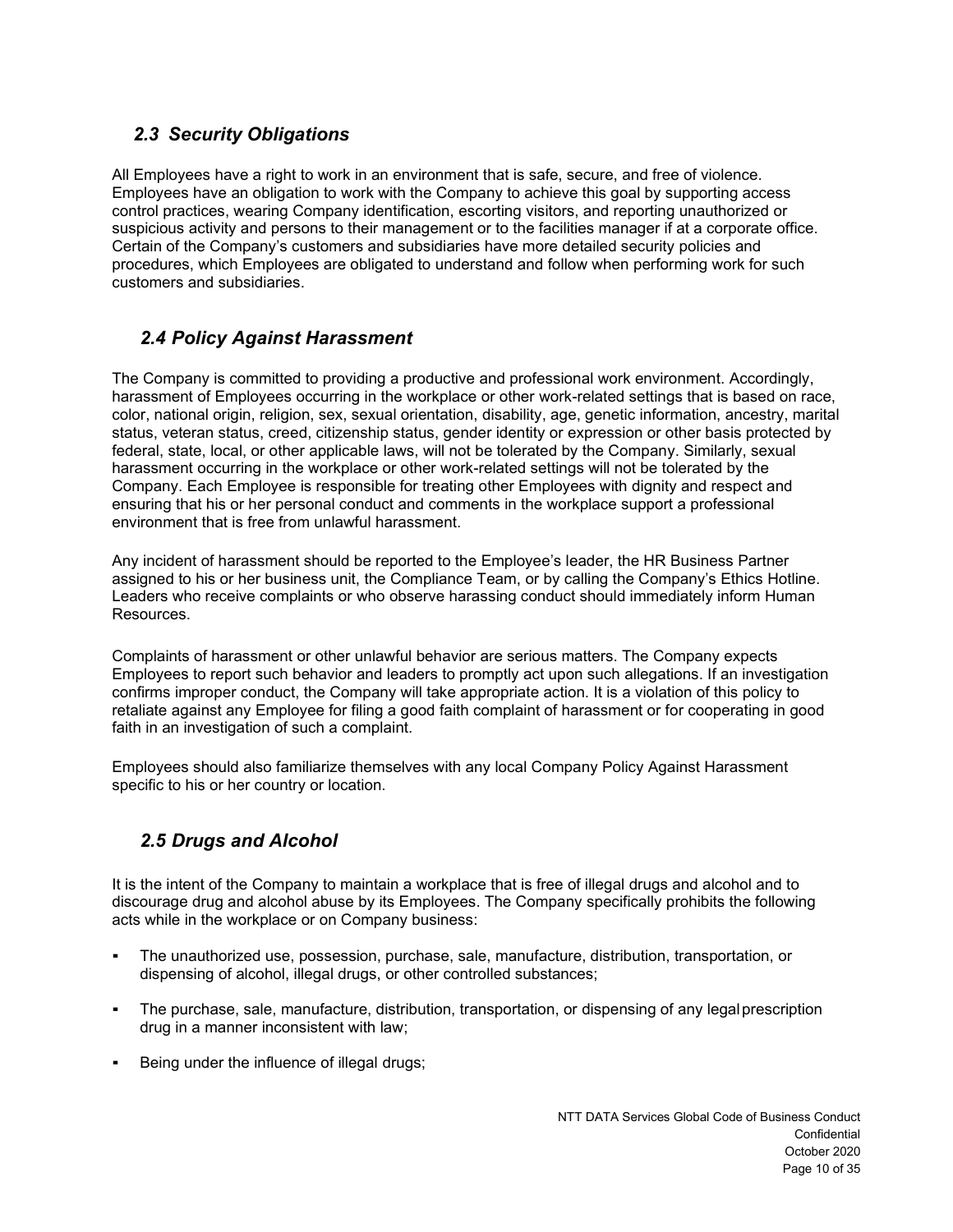## *2.3 Security Obligations*

All Employees have a right to work in an environment that is safe, secure, and free of violence. Employees have an obligation to work with the Company to achieve this goal by supporting access control practices, wearing Company identification, escorting visitors, and reporting unauthorized or suspicious activity and persons to their management or to the facilities manager if at a corporate office. Certain of the Company's customers and subsidiaries have more detailed security policies and procedures, which Employees are obligated to understand and follow when performing work for such customers and subsidiaries.

## *2.4 Policy Against Harassment*

The Company is committed to providing a productive and professional work environment. Accordingly, harassment of Employees occurring in the workplace or other work-related settings that is based on race, color, national origin, religion, sex, sexual orientation, disability, age, genetic information, ancestry, marital status, veteran status, creed, citizenship status, gender identity or expression or other basis protected by federal, state, local, or other applicable laws, will not be tolerated by the Company. Similarly, sexual harassment occurring in the workplace or other work-related settings will not be tolerated by the Company. Each Employee is responsible for treating other Employees with dignity and respect and ensuring that his or her personal conduct and comments in the workplace support a professional environment that is free from unlawful harassment.

Any incident of harassment should be reported to the Employee's leader, the HR Business Partner assigned to his or her business unit, the Compliance Team, or by calling the Company's Ethics Hotline. Leaders who receive complaints or who observe harassing conduct should immediately inform Human Resources.

Complaints of harassment or other unlawful behavior are serious matters. The Company expects Employees to report such behavior and leaders to promptly act upon such allegations. If an investigation confirms improper conduct, the Company will take appropriate action. It is a violation of this policy to retaliate against any Employee for filing a good faith complaint of harassment or for cooperating in good faith in an investigation of such a complaint.

Employees should also familiarize themselves with any local Company Policy Against Harassment specific to his or her country or location.

## *2.5 Drugs and Alcohol*

It is the intent of the Company to maintain a workplace that is free of illegal drugs and alcohol and to discourage drug and alcohol abuse by its Employees. The Company specifically prohibits the following acts while in the workplace or on Company business:

- The unauthorized use, possession, purchase, sale, manufacture, distribution, transportation, or dispensing of alcohol, illegal drugs, or other controlled substances;
- The purchase, sale, manufacture, distribution, transportation, or dispensing of any legal prescription drug in a manner inconsistent with law;
- Being under the influence of illegal drugs;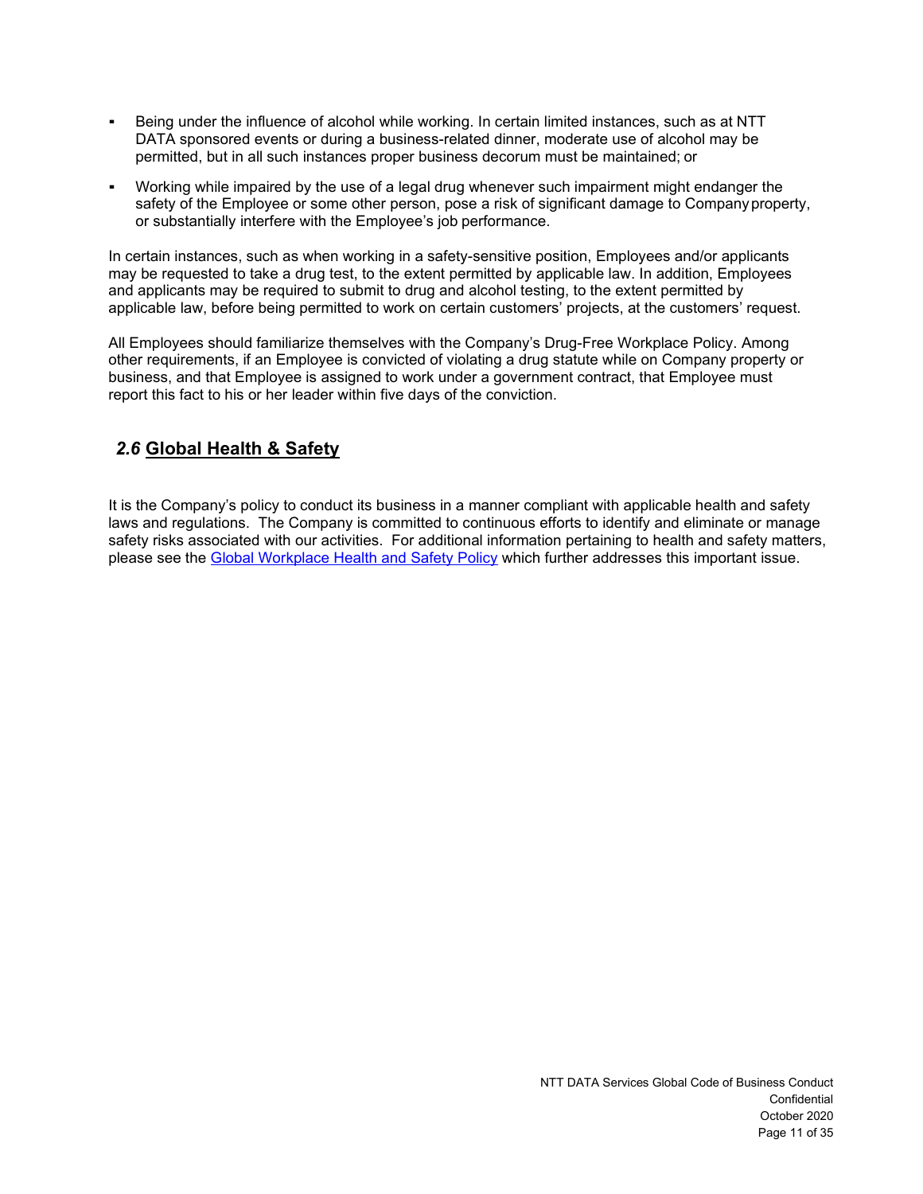- Being under the influence of alcohol while working. In certain limited instances, such as at NTT DATA sponsored events or during a business-related dinner, moderate use of alcohol may be permitted, but in all such instances proper business decorum must be maintained; or
- Working while impaired by the use of a legal drug whenever such impairment might endanger the safety of the Employee or some other person, pose a risk of significant damage to Company property, or substantially interfere with the Employee's job performance.

In certain instances, such as when working in a safety-sensitive position, Employees and/or applicants may be requested to take a drug test, to the extent permitted by applicable law. In addition, Employees and applicants may be required to submit to drug and alcohol testing, to the extent permitted by applicable law, before being permitted to work on certain customers' projects, at the customers' request.

All Employees should familiarize themselves with the Company's Drug-Free Workplace Policy. Among other requirements, if an Employee is convicted of violating a drug statute while on Company property or business, and that Employee is assigned to work under a government contract, that Employee must report this fact to his or her leader within five days of the conviction.

## *2.6* Global Health & Safety

It is the Company's policy to conduct its business in a manner compliant with applicable health and safety laws and regulations. The Company is committed to continuous efforts to identify and eliminate or manage safety risks associated with our activities. For additional information pertaining to health and safety matters, please see the Global Workplace Health and Safety Policy which further addresses this important issue.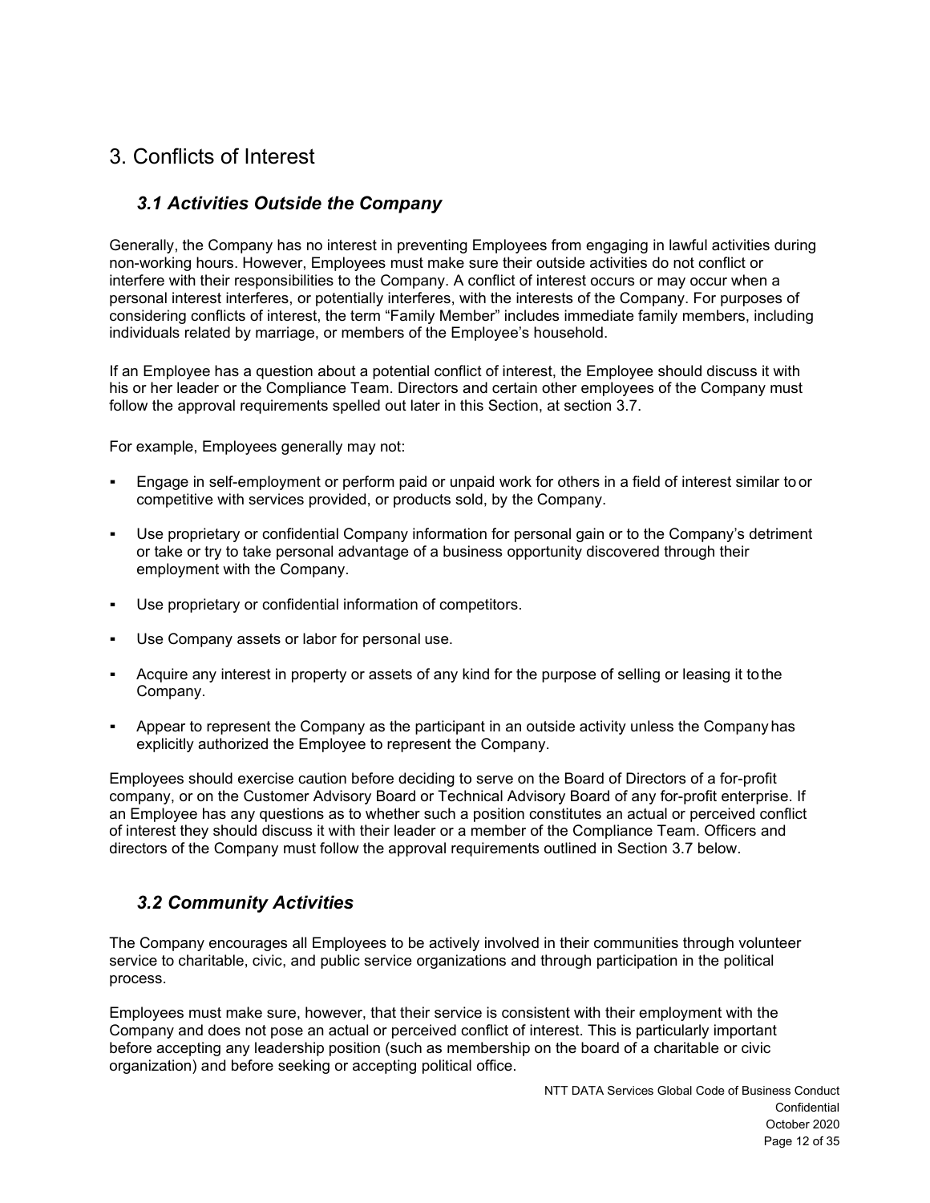# 3. Conflicts of Interest

## *3.1 Activities Outside the Company*

Generally, the Company has no interest in preventing Employees from engaging in lawful activities during non-working hours. However, Employees must make sure their outside activities do not conflict or interfere with their responsibilities to the Company. A conflict of interest occurs or may occur when a personal interest interferes, or potentially interferes, with the interests of the Company. For purposes of considering conflicts of interest, the term "Family Member" includes immediate family members, including individuals related by marriage, or members of the Employee's household.

If an Employee has a question about a potential conflict of interest, the Employee should discuss it with his or her leader or the Compliance Team. Directors and certain other employees of the Company must follow the approval requirements spelled out later in this Section, at section 3.7.

For example, Employees generally may not:

- Engage in self-employment or perform paid or unpaid work for others in a field of interest similar to or competitive with services provided, or products sold, by the Company.
- Use proprietary or confidential Company information for personal gain or to the Company's detriment or take or try to take personal advantage of a business opportunity discovered through their employment with the Company.
- Use proprietary or confidential information of competitors.
- Use Company assets or labor for personal use.
- Acquire any interest in property or assets of any kind for the purpose of selling or leasing it to the Company.
- Appear to represent the Company as the participant in an outside activity unless the Company has explicitly authorized the Employee to represent the Company.

Employees should exercise caution before deciding to serve on the Board of Directors of a for-profit company, or on the Customer Advisory Board or Technical Advisory Board of any for-profit enterprise. If an Employee has any questions as to whether such a position constitutes an actual or perceived conflict of interest they should discuss it with their leader or a member of the Compliance Team. Officers and directors of the Company must follow the approval requirements outlined in Section 3.7 below.

## *3.2 Community Activities*

The Company encourages all Employees to be actively involved in their communities through volunteer service to charitable, civic, and public service organizations and through participation in the political process.

Employees must make sure, however, that their service is consistent with their employment with the Company and does not pose an actual or perceived conflict of interest. This is particularly important before accepting any leadership position (such as membership on the board of a charitable or civic organization) and before seeking or accepting political office.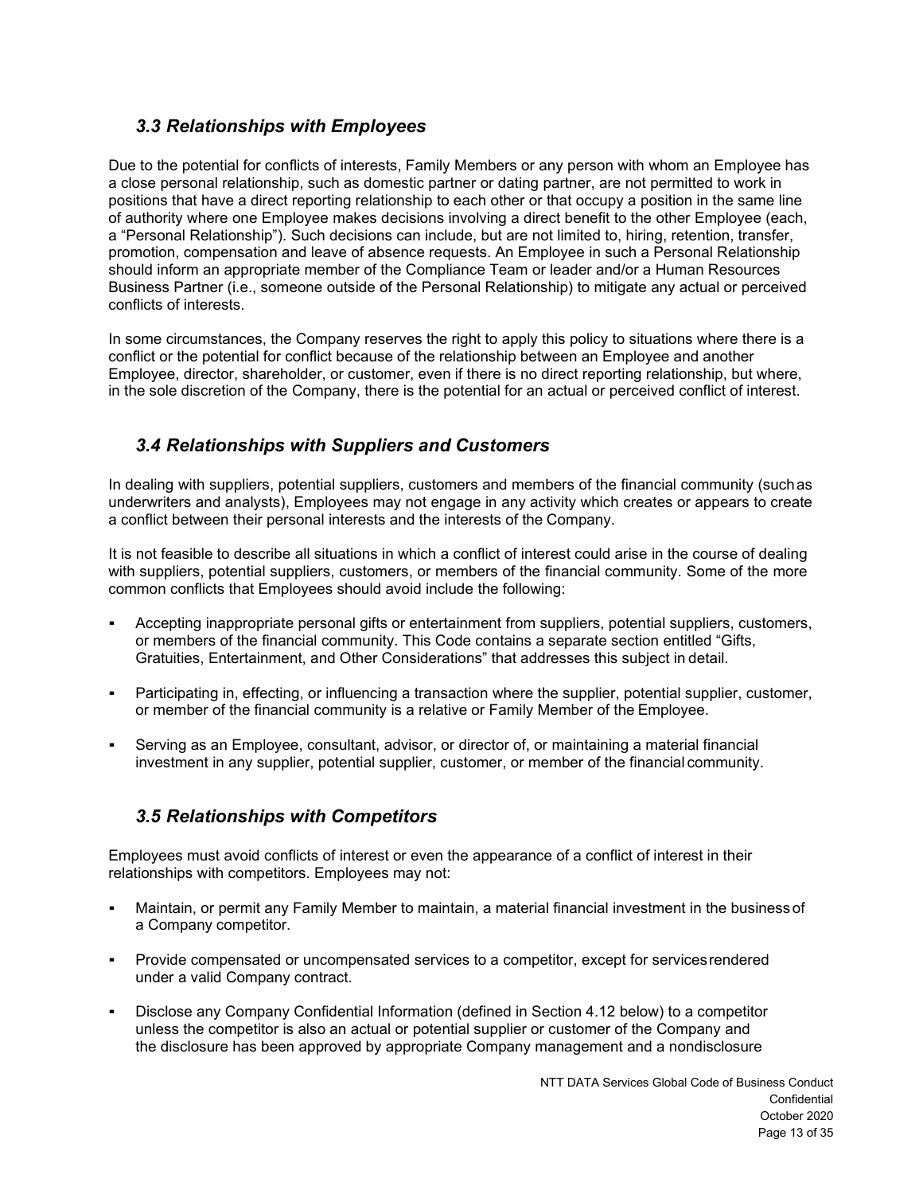### *3.3 Relationships with Employees*

Due to the potential for conflicts of interests, Family Members or any person with whom an Employee has a close personal relationship, such as domestic partner or dating partner, are not permitted to work in positions that have a direct reporting relationship to each other or that occupy a position in the same line of authority where one Employee makes decisions involving a direct benefit to the other Employee (each, a "Personal Relationship"). Such decisions can include, but are not limited to, hiring, retention, transfer, promotion, compensation and leave of absence requests. An Employee in such a Personal Relationship should inform an appropriate member of the Compliance Team or leader and/or a Human Resources Business Partner (i.e., someone outside of the Personal Relationship) to mitigate any actual or perceived conflicts of interests.

In some circumstances, the Company reserves the right to apply this policy to situations where there is a conflict or the potential for conflict because of the relationship between an Employee and another Employee, director, shareholder, or customer, even if there is no direct reporting relationship, but where, in the sole discretion of the Company, there is the potential for an actual or perceived conflict of interest.

### *3.4 Relationships with Suppliers and Customers*

In dealing with suppliers, potential suppliers, customers and members of the financial community (such as underwriters and analysts), Employees may not engage in any activity which creates or appears to create a conflict between their personal interests and the interests of the Company.

It is not feasible to describe all situations in which a conflict of interest could arise in the course of dealing with suppliers, potential suppliers, customers, or members of the financial community. Some of the more common conflicts that Employees should avoid include the following:

- Accepting inappropriate personal gifts or entertainment from suppliers, potential suppliers, customers, or members of the financial community. This Code contains a separate section entitled "Gifts, Gratuities, Entertainment, and Other Considerations" that addresses this subject in detail.
- Participating in, effecting, or influencing a transaction where the supplier, potential supplier, customer, or member of the financial community is a relative or Family Member of the Employee.
- Serving as an Employee, consultant, advisor, or director of, or maintaining a material financial investment in any supplier, potential supplier, customer, or member of the financial community.

### *3.5 Relationships with Competitors*

Employees must avoid conflicts of interest or even the appearance of a conflict of interest in their relationships with competitors. Employees may not:

- Maintain, or permit any Family Member to maintain, a material financial investment in the business of a Company competitor.
- Provide compensated or uncompensated services to a competitor, except for services rendered under a valid Company contract.
- Disclose any Company Confidential Information (defined in Section 4.12 below) to a competitor unless the competitor is also an actual or potential supplier or customer of the Company and the disclosure has been approved by appropriate Company management and a nondisclosure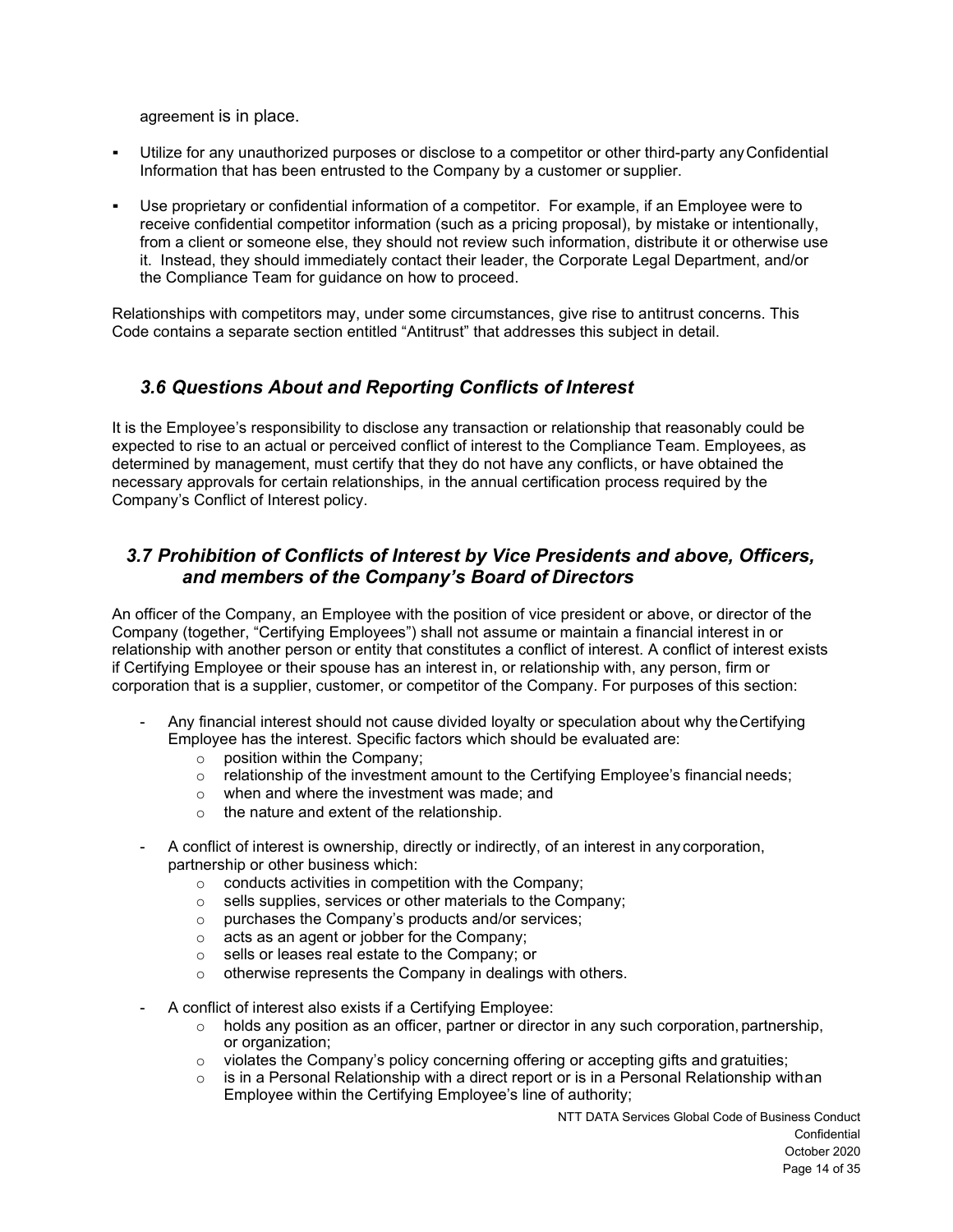agreement is in place.

- Utilize for any unauthorized purposes or disclose to a competitor or other third-party any Confidential Information that has been entrusted to the Company by a customer or supplier.
- Use proprietary or confidential information of a competitor. For example, if an Employee were to receive confidential competitor information (such as a pricing proposal), by mistake or intentionally, from a client or someone else, they should not review such information, distribute it or otherwise use it. Instead, they should immediately contact their leader, the Corporate Legal Department, and/or the Compliance Team for guidance on how to proceed.

Relationships with competitors may, under some circumstances, give rise to antitrust concerns. This Code contains a separate section entitled "Antitrust" that addresses this subject in detail.

### *3.6 Questions About and Reporting Conflicts of Interest*

It is the Employee's responsibility to disclose any transaction or relationship that reasonably could be expected to rise to an actual or perceived conflict of interest to the Compliance Team. Employees, as determined by management, must certify that they do not have any conflicts, or have obtained the necessary approvals for certain relationships, in the annual certification process required by the Company's Conflict of Interest policy.

### *3.7 Prohibition of Conflicts of Interest by Vice Presidents and above, Officers, and members of the Company's Board of Directors*

An officer of the Company, an Employee with the position of vice president or above, or director of the Company (together, "Certifying Employees") shall not assume or maintain a financial interest in or relationship with another person or entity that constitutes a conflict of interest. A conflict of interest exists if Certifying Employee or their spouse has an interest in, or relationship with, any person, firm or corporation that is a supplier, customer, or competitor of the Company. For purposes of this section:

- Any financial interest should not cause divided loyalty or speculation about why the Certifying Employee has the interest. Specific factors which should be evaluated are:
  - position within the Company;
  - relationship of the investment amount to the Certifying Employee's financial needs;
  - when and where the investment was made; and
  - the nature and extent of the relationship.
- A conflict of interest is ownership, directly or indirectly, of an interest in any corporation, partnership or other business which:
  - conducts activities in competition with the Company;
  - sells supplies, services or other materials to the Company;
  - purchases the Company's products and/or services;
  - acts as an agent or jobber for the Company;
  - sells or leases real estate to the Company; or
  - otherwise represents the Company in dealings with others.
- A conflict of interest also exists if a Certifying Employee:
  - holds any position as an officer, partner or director in any such corporation, partnership, or organization;
  - violates the Company's policy concerning offering or accepting gifts and gratuities;
  - is in a Personal Relationship with a direct report or is in a Personal Relationship with an Employee within the Certifying Employee's line of authority;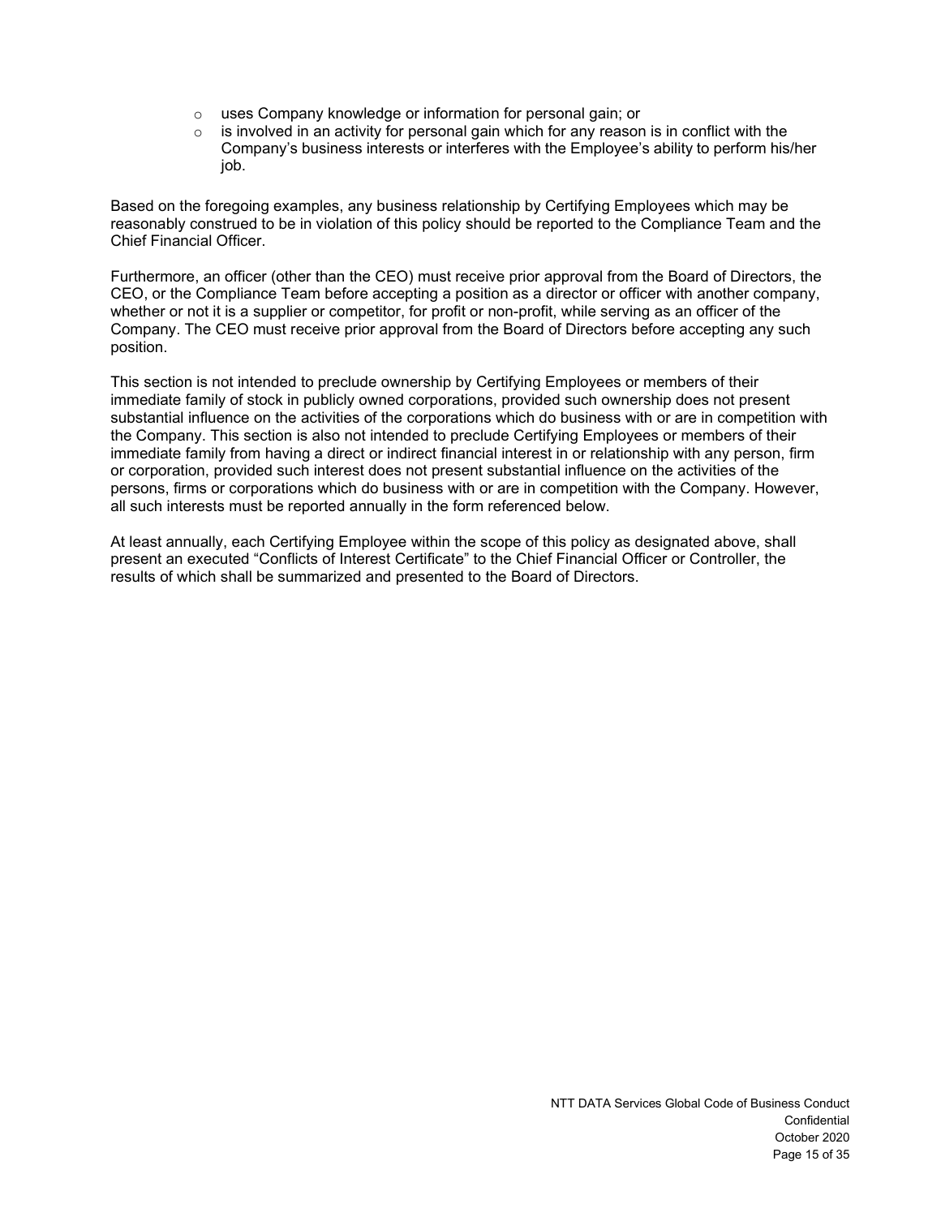- uses Company knowledge or information for personal gain; or
- is involved in an activity for personal gain which for any reason is in conflict with the Company's business interests or interferes with the Employee's ability to perform his/her job.

Based on the foregoing examples, any business relationship by Certifying Employees which may be reasonably construed to be in violation of this policy should be reported to the Compliance Team and the Chief Financial Officer.

Furthermore, an officer (other than the CEO) must receive prior approval from the Board of Directors, the CEO, or the Compliance Team before accepting a position as a director or officer with another company, whether or not it is a supplier or competitor, for profit or non-profit, while serving as an officer of the Company. The CEO must receive prior approval from the Board of Directors before accepting any such position.

This section is not intended to preclude ownership by Certifying Employees or members of their immediate family of stock in publicly owned corporations, provided such ownership does not present substantial influence on the activities of the corporations which do business with or are in competition with the Company. This section is also not intended to preclude Certifying Employees or members of their immediate family from having a direct or indirect financial interest in or relationship with any person, firm or corporation, provided such interest does not present substantial influence on the activities of the persons, firms or corporations which do business with or are in competition with the Company. However, all such interests must be reported annually in the form referenced below.

At least annually, each Certifying Employee within the scope of this policy as designated above, shall present an executed "Conflicts of Interest Certificate" to the Chief Financial Officer or Controller, the results of which shall be summarized and presented to the Board of Directors.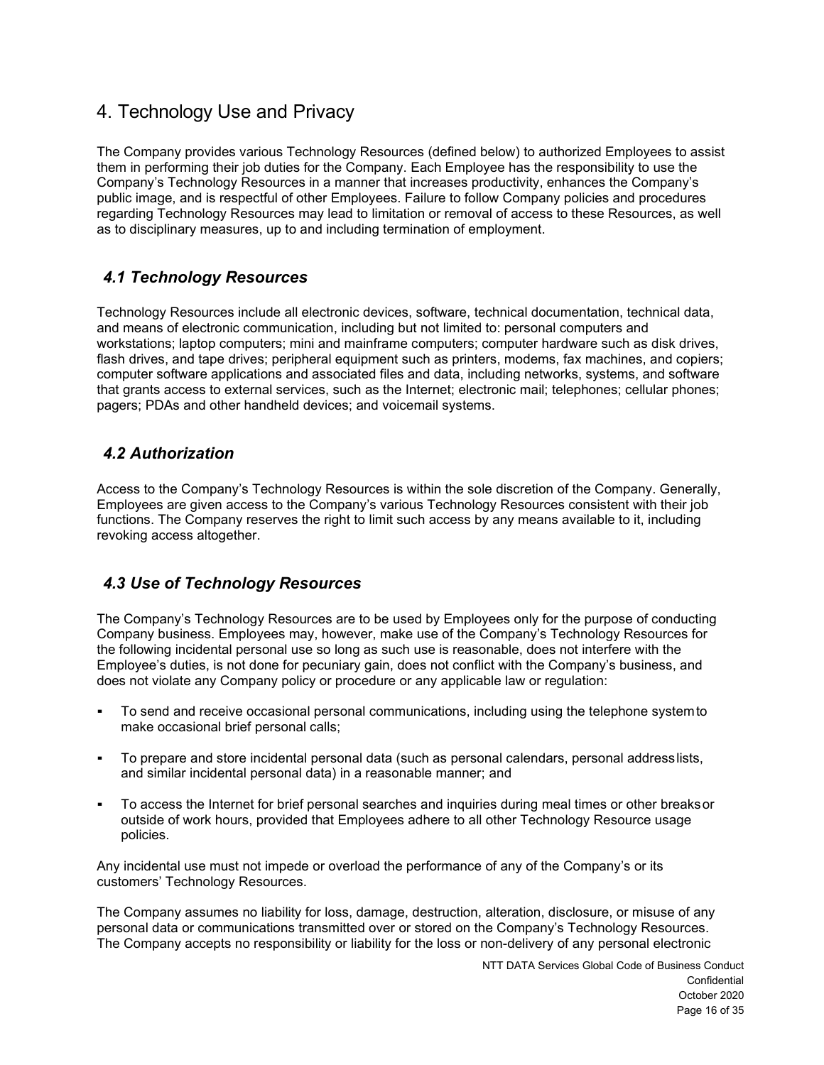# 4. Technology Use and Privacy

The Company provides various Technology Resources (defined below) to authorized Employees to assist them in performing their job duties for the Company. Each Employee has the responsibility to use the Company's Technology Resources in a manner that increases productivity, enhances the Company's public image, and is respectful of other Employees. Failure to follow Company policies and procedures regarding Technology Resources may lead to limitation or removal of access to these Resources, as well as to disciplinary measures, up to and including termination of employment.

## *4.1 Technology Resources*

Technology Resources include all electronic devices, software, technical documentation, technical data, and means of electronic communication, including but not limited to: personal computers and workstations; laptop computers; mini and mainframe computers; computer hardware such as disk drives, flash drives, and tape drives; peripheral equipment such as printers, modems, fax machines, and copiers; computer software applications and associated files and data, including networks, systems, and software that grants access to external services, such as the Internet; electronic mail; telephones; cellular phones; pagers; PDAs and other handheld devices; and voicemail systems.

## *4.2 Authorization*

Access to the Company's Technology Resources is within the sole discretion of the Company. Generally, Employees are given access to the Company's various Technology Resources consistent with their job functions. The Company reserves the right to limit such access by any means available to it, including revoking access altogether.

## *4.3 Use of Technology Resources*

The Company's Technology Resources are to be used by Employees only for the purpose of conducting Company business. Employees may, however, make use of the Company's Technology Resources for the following incidental personal use so long as such use is reasonable, does not interfere with the Employee's duties, is not done for pecuniary gain, does not conflict with the Company's business, and does not violate any Company policy or procedure or any applicable law or regulation:

- To send and receive occasional personal communications, including using the telephone system to make occasional brief personal calls;
- To prepare and store incidental personal data (such as personal calendars, personal address lists, and similar incidental personal data) in a reasonable manner; and
- To access the Internet for brief personal searches and inquiries during meal times or other breaks or outside of work hours, provided that Employees adhere to all other Technology Resource usage policies.

Any incidental use must not impede or overload the performance of any of the Company's or its customers' Technology Resources.

The Company assumes no liability for loss, damage, destruction, alteration, disclosure, or misuse of any personal data or communications transmitted over or stored on the Company's Technology Resources. The Company accepts no responsibility or liability for the loss or non-delivery of any personal electronic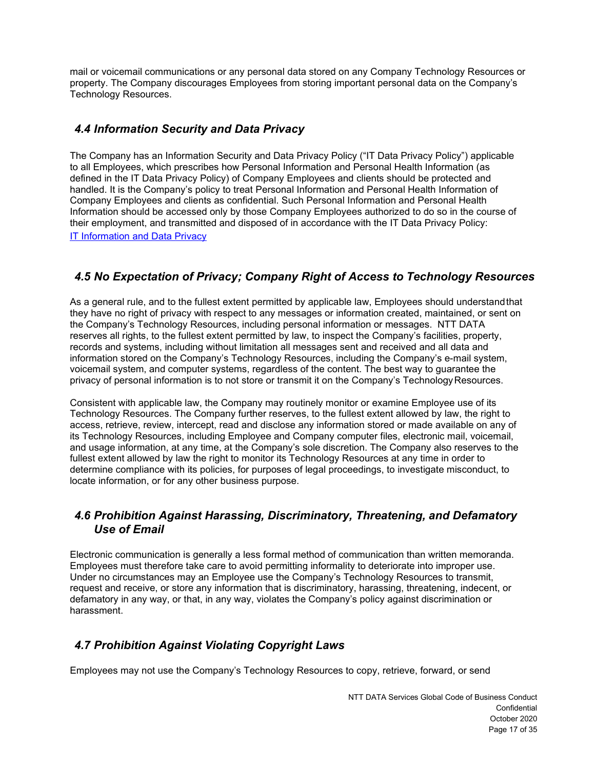mail or voicemail communications or any personal data stored on any Company Technology Resources or property. The Company discourages Employees from storing important personal data on the Company's Technology Resources.

## *4.4 Information Security and Data Privacy*

The Company has an Information Security and Data Privacy Policy ("IT Data Privacy Policy") applicable to all Employees, which prescribes how Personal Information and Personal Health Information (as defined in the IT Data Privacy Policy) of Company Employees and clients should be protected and handled. It is the Company's policy to treat Personal Information and Personal Health Information of Company Employees and clients as confidential. Such Personal Information and Personal Health Information should be accessed only by those Company Employees authorized to do so in the course of their employment, and transmitted and disposed of in accordance with the IT Data Privacy Policy: [IT Information and Data Privacy]

## *4.5 No Expectation of Privacy; Company Right of Access to Technology Resources*

As a general rule, and to the fullest extent permitted by applicable law, Employees should understand that they have no right of privacy with respect to any messages or information created, maintained, or sent on the Company's Technology Resources, including personal information or messages. NTT DATA reserves all rights, to the fullest extent permitted by law, to inspect the Company's facilities, property, records and systems, including without limitation all messages sent and received and all data and information stored on the Company's Technology Resources, including the Company's e-mail system, voicemail system, and computer systems, regardless of the content. The best way to guarantee the privacy of personal information is to not store or transmit it on the Company's Technology Resources.

Consistent with applicable law, the Company may routinely monitor or examine Employee use of its Technology Resources. The Company further reserves, to the fullest extent allowed by law, the right to access, retrieve, review, intercept, read and disclose any information stored or made available on any of its Technology Resources, including Employee and Company computer files, electronic mail, voicemail, and usage information, at any time, at the Company's sole discretion. The Company also reserves to the fullest extent allowed by law the right to monitor its Technology Resources at any time in order to determine compliance with its policies, for purposes of legal proceedings, to investigate misconduct, to locate information, or for any other business purpose.

## *4.6 Prohibition Against Harassing, Discriminatory, Threatening, and Defamatory Use of Email*

Electronic communication is generally a less formal method of communication than written memoranda. Employees must therefore take care to avoid permitting informality to deteriorate into improper use. Under no circumstances may an Employee use the Company's Technology Resources to transmit, request and receive, or store any information that is discriminatory, harassing, threatening, indecent, or defamatory in any way, or that, in any way, violates the Company's policy against discrimination or harassment.

## *4.7 Prohibition Against Violating Copyright Laws*

Employees may not use the Company's Technology Resources to copy, retrieve, forward, or send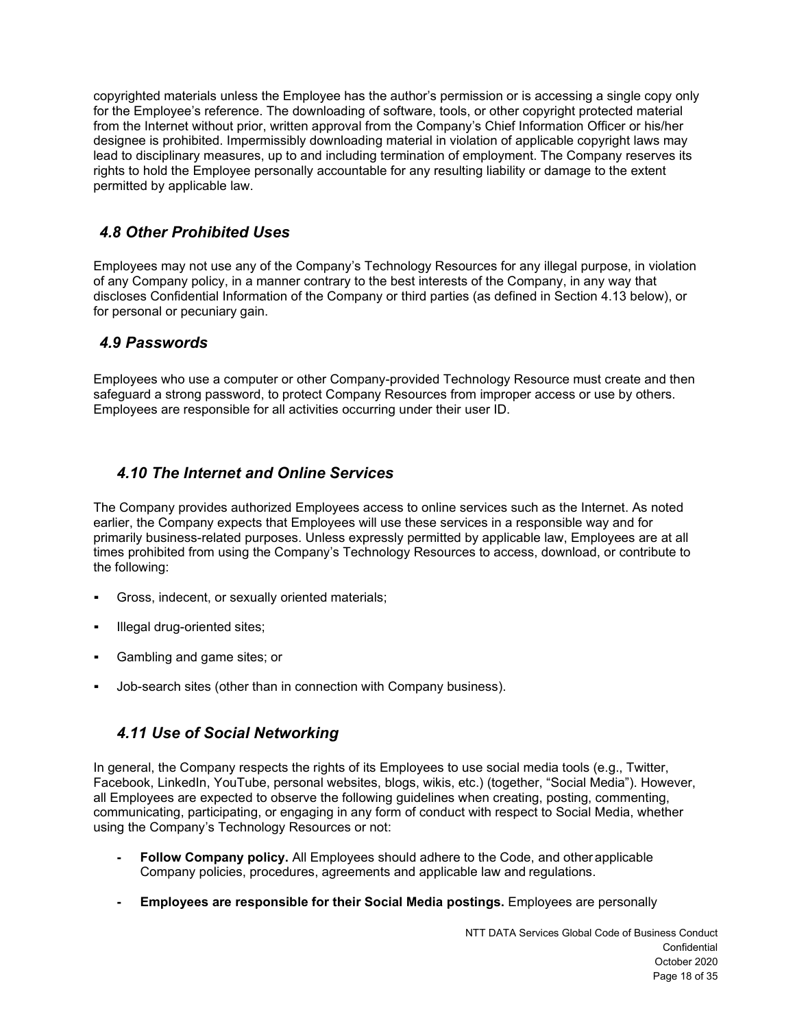copyrighted materials unless the Employee has the author's permission or is accessing a single copy only for the Employee's reference. The downloading of software, tools, or other copyright protected material from the Internet without prior, written approval from the Company's Chief Information Officer or his/her designee is prohibited. Impermissibly downloading material in violation of applicable copyright laws may lead to disciplinary measures, up to and including termination of employment. The Company reserves its rights to hold the Employee personally accountable for any resulting liability or damage to the extent permitted by applicable law.

### *4.8 Other Prohibited Uses*

Employees may not use any of the Company's Technology Resources for any illegal purpose, in violation of any Company policy, in a manner contrary to the best interests of the Company, in any way that discloses Confidential Information of the Company or third parties (as defined in Section 4.13 below), or for personal or pecuniary gain.

### *4.9 Passwords*

Employees who use a computer or other Company-provided Technology Resource must create and then safeguard a strong password, to protect Company Resources from improper access or use by others. Employees are responsible for all activities occurring under their user ID.

### *4.10 The Internet and Online Services*

The Company provides authorized Employees access to online services such as the Internet. As noted earlier, the Company expects that Employees will use these services in a responsible way and for primarily business-related purposes. Unless expressly permitted by applicable law, Employees are at all times prohibited from using the Company's Technology Resources to access, download, or contribute to the following:

- Gross, indecent, or sexually oriented materials;
- Illegal drug-oriented sites;
- Gambling and game sites; or
- Job-search sites (other than in connection with Company business).

### *4.11 Use of Social Networking*

In general, the Company respects the rights of its Employees to use social media tools (e.g., Twitter, Facebook, LinkedIn, YouTube, personal websites, blogs, wikis, etc.) (together, "Social Media"). However, all Employees are expected to observe the following guidelines when creating, posting, commenting, communicating, participating, or engaging in any form of conduct with respect to Social Media, whether using the Company's Technology Resources or not:

- **Follow Company policy.** All Employees should adhere to the Code, and other applicable Company policies, procedures, agreements and applicable law and regulations.
- **Employees are responsible for their Social Media postings.** Employees are personally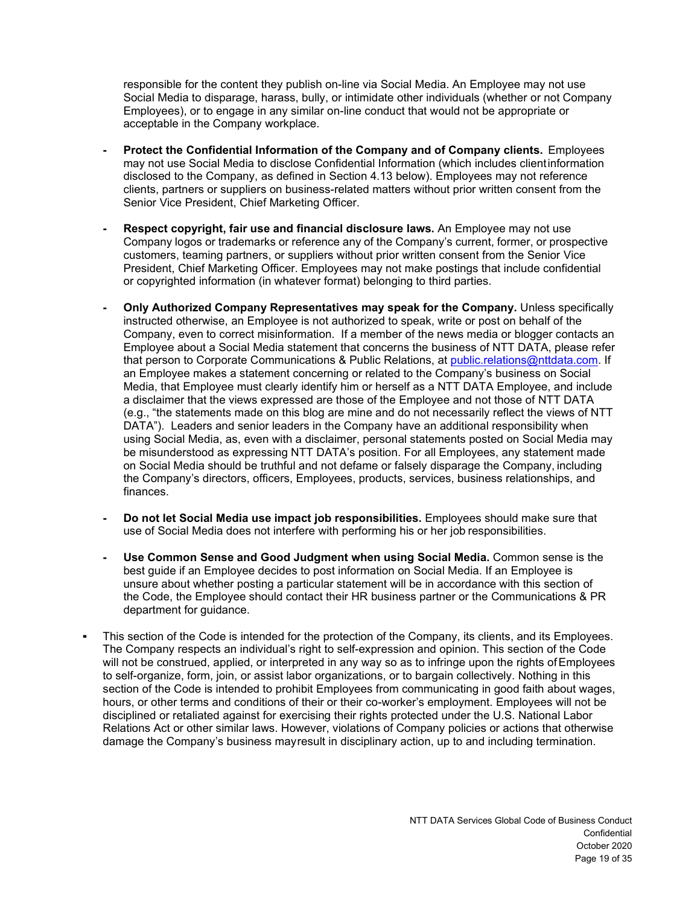responsible for the content they publish on-line via Social Media. An Employee may not use Social Media to disparage, harass, bully, or intimidate other individuals (whether or not Company Employees), or to engage in any similar on-line conduct that would not be appropriate or acceptable in the Company workplace.

- **Protect the Confidential Information of the Company and of Company clients.** Employees may not use Social Media to disclose Confidential Information (which includes client information disclosed to the Company, as defined in Section 4.13 below). Employees may not reference clients, partners or suppliers on business-related matters without prior written consent from the Senior Vice President, Chief Marketing Officer.

- **Respect copyright, fair use and financial disclosure laws.** An Employee may not use Company logos or trademarks or reference any of the Company's current, former, or prospective customers, teaming partners, or suppliers without prior written consent from the Senior Vice President, Chief Marketing Officer. Employees may not make postings that include confidential or copyrighted information (in whatever format) belonging to third parties.

- **Only Authorized Company Representatives may speak for the Company.** Unless specifically instructed otherwise, an Employee is not authorized to speak, write or post on behalf of the Company, even to correct misinformation. If a member of the news media or blogger contacts an Employee about a Social Media statement that concerns the business of NTT DATA, please refer that person to Corporate Communications & Public Relations, at public.relations@nttdata.com. If an Employee makes a statement concerning or related to the Company's business on Social Media, that Employee must clearly identify him or herself as a NTT DATA Employee, and include a disclaimer that the views expressed are those of the Employee and not those of NTT DATA (e.g., "the statements made on this blog are mine and do not necessarily reflect the views of NTT DATA"). Leaders and senior leaders in the Company have an additional responsibility when using Social Media, as, even with a disclaimer, personal statements posted on Social Media may be misunderstood as expressing NTT DATA's position. For all Employees, any statement made on Social Media should be truthful and not defame or falsely disparage the Company, including the Company's directors, officers, Employees, products, services, business relationships, and finances.

- **Do not let Social Media use impact job responsibilities.** Employees should make sure that use of Social Media does not interfere with performing his or her job responsibilities.

- **Use Common Sense and Good Judgment when using Social Media.** Common sense is the best guide if an Employee decides to post information on Social Media. If an Employee is unsure about whether posting a particular statement will be in accordance with this section of the Code, the Employee should contact their HR business partner or the Communications & PR department for guidance.

▪ This section of the Code is intended for the protection of the Company, its clients, and its Employees. The Company respects an individual's right to self-expression and opinion. This section of the Code will not be construed, applied, or interpreted in any way so as to infringe upon the rights of Employees to self-organize, form, join, or assist labor organizations, or to bargain collectively. Nothing in this section of the Code is intended to prohibit Employees from communicating in good faith about wages, hours, or other terms and conditions of their or their co-worker's employment. Employees will not be disciplined or retaliated against for exercising their rights protected under the U.S. National Labor Relations Act or other similar laws. However, violations of Company policies or actions that otherwise damage the Company's business may result in disciplinary action, up to and including termination.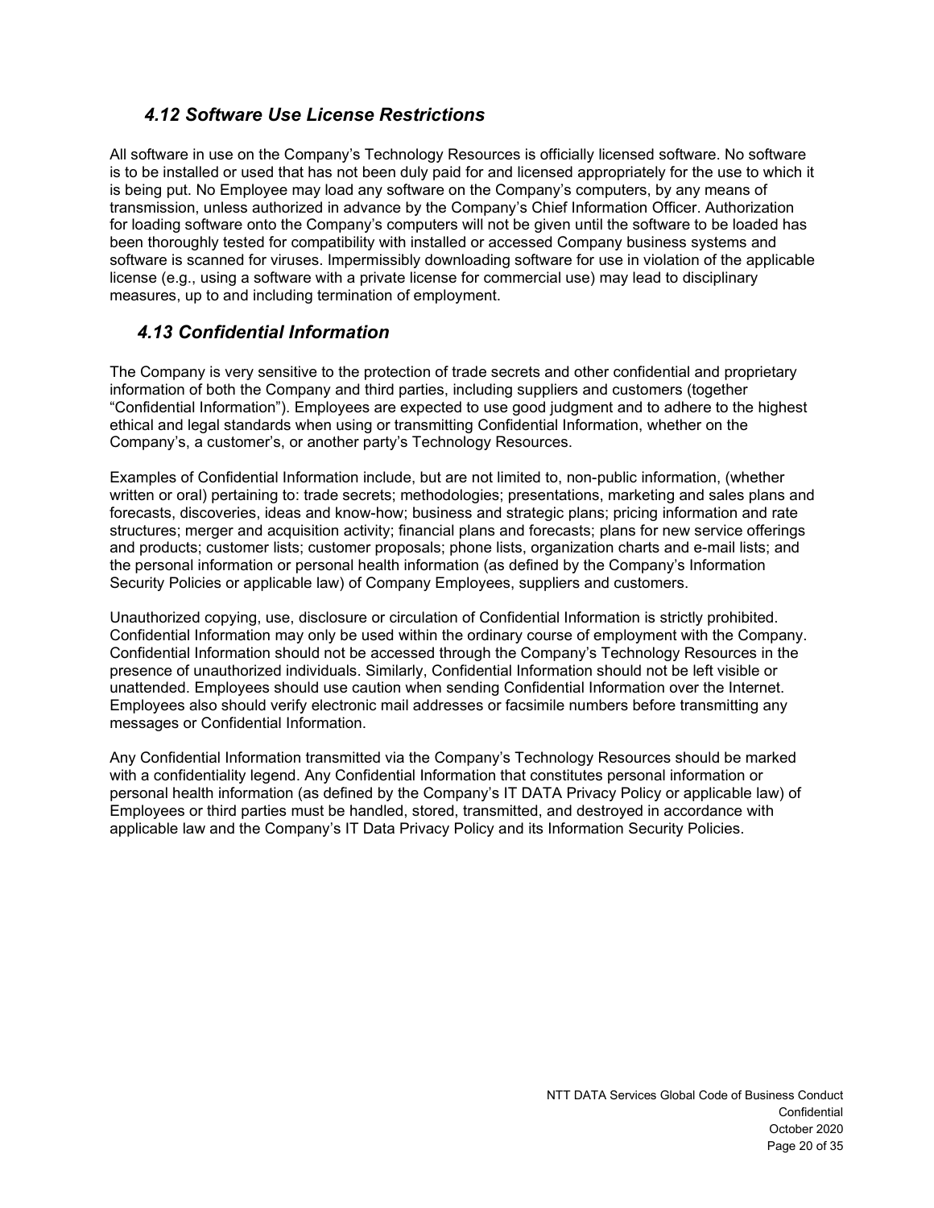### *4.12 Software Use License Restrictions*

All software in use on the Company's Technology Resources is officially licensed software. No software is to be installed or used that has not been duly paid for and licensed appropriately for the use to which it is being put. No Employee may load any software on the Company's computers, by any means of transmission, unless authorized in advance by the Company's Chief Information Officer. Authorization for loading software onto the Company's computers will not be given until the software to be loaded has been thoroughly tested for compatibility with installed or accessed Company business systems and software is scanned for viruses. Impermissibly downloading software for use in violation of the applicable license (e.g., using a software with a private license for commercial use) may lead to disciplinary measures, up to and including termination of employment.

### *4.13 Confidential Information*

The Company is very sensitive to the protection of trade secrets and other confidential and proprietary information of both the Company and third parties, including suppliers and customers (together "Confidential Information"). Employees are expected to use good judgment and to adhere to the highest ethical and legal standards when using or transmitting Confidential Information, whether on the Company's, a customer's, or another party's Technology Resources.

Examples of Confidential Information include, but are not limited to, non-public information, (whether written or oral) pertaining to: trade secrets; methodologies; presentations, marketing and sales plans and forecasts, discoveries, ideas and know-how; business and strategic plans; pricing information and rate structures; merger and acquisition activity; financial plans and forecasts; plans for new service offerings and products; customer lists; customer proposals; phone lists, organization charts and e-mail lists; and the personal information or personal health information (as defined by the Company's Information Security Policies or applicable law) of Company Employees, suppliers and customers.

Unauthorized copying, use, disclosure or circulation of Confidential Information is strictly prohibited. Confidential Information may only be used within the ordinary course of employment with the Company. Confidential Information should not be accessed through the Company's Technology Resources in the presence of unauthorized individuals. Similarly, Confidential Information should not be left visible or unattended. Employees should use caution when sending Confidential Information over the Internet. Employees also should verify electronic mail addresses or facsimile numbers before transmitting any messages or Confidential Information.

Any Confidential Information transmitted via the Company's Technology Resources should be marked with a confidentiality legend. Any Confidential Information that constitutes personal information or personal health information (as defined by the Company's IT DATA Privacy Policy or applicable law) of Employees or third parties must be handled, stored, transmitted, and destroyed in accordance with applicable law and the Company's IT Data Privacy Policy and its Information Security Policies.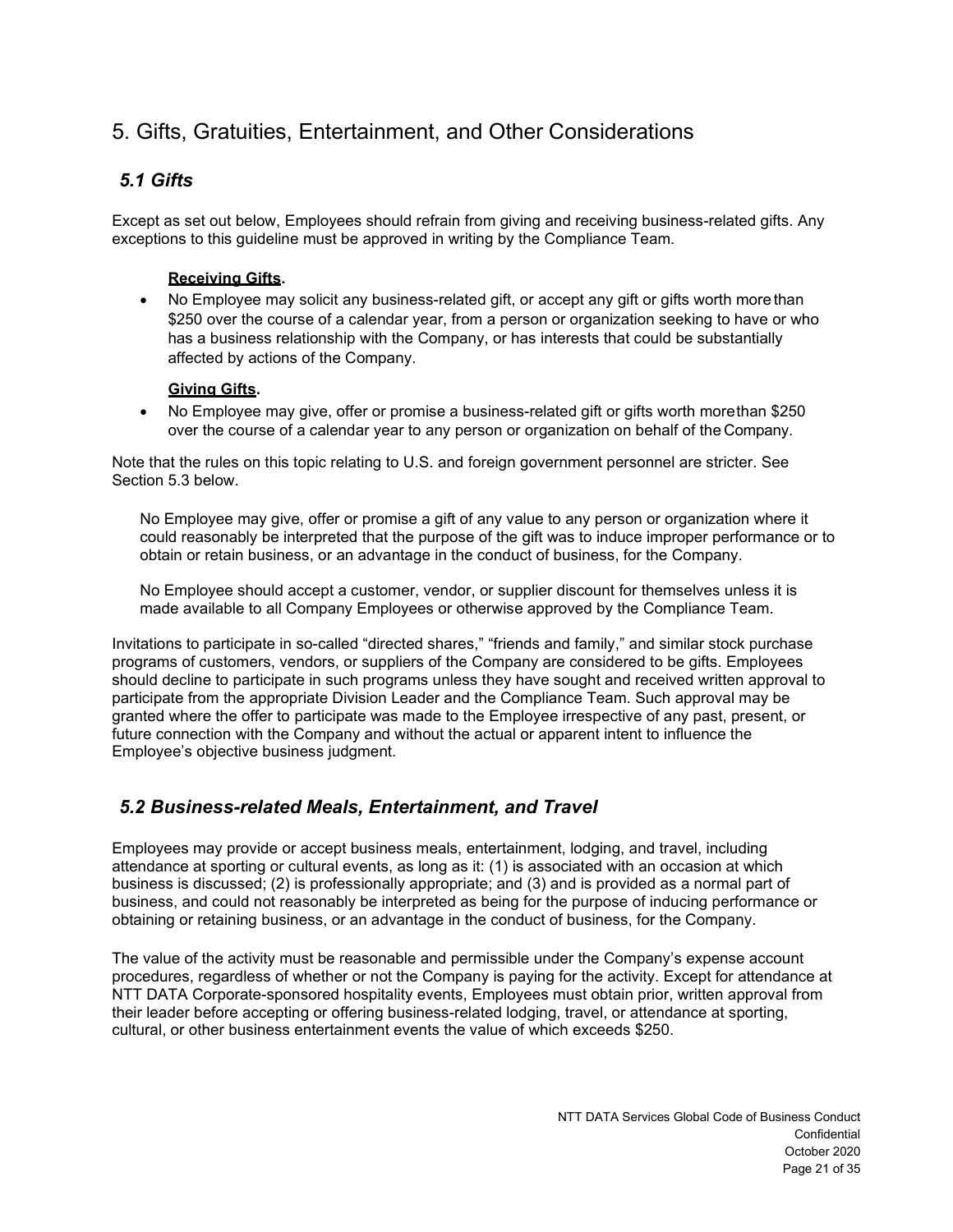# 5. Gifts, Gratuities, Entertainment, and Other Considerations

## *5.1 Gifts*

Except as set out below, Employees should refrain from giving and receiving business-related gifts. Any exceptions to this guideline must be approved in writing by the Compliance Team.

**Receiving Gifts.**

- No Employee may solicit any business-related gift, or accept any gift or gifts worth more than $250 over the course of a calendar year, from a person or organization seeking to have or who has a business relationship with the Company, or has interests that could be substantially affected by actions of the Company.

**Giving Gifts.**

- No Employee may give, offer or promise a business-related gift or gifts worth more than $250 over the course of a calendar year to any person or organization on behalf of the Company.

Note that the rules on this topic relating to U.S. and foreign government personnel are stricter. See Section 5.3 below.

No Employee may give, offer or promise a gift of any value to any person or organization where it could reasonably be interpreted that the purpose of the gift was to induce improper performance or to obtain or retain business, or an advantage in the conduct of business, for the Company.

No Employee should accept a customer, vendor, or supplier discount for themselves unless it is made available to all Company Employees or otherwise approved by the Compliance Team.

Invitations to participate in so-called "directed shares," "friends and family," and similar stock purchase programs of customers, vendors, or suppliers of the Company are considered to be gifts. Employees should decline to participate in such programs unless they have sought and received written approval to participate from the appropriate Division Leader and the Compliance Team. Such approval may be granted where the offer to participate was made to the Employee irrespective of any past, present, or future connection with the Company and without the actual or apparent intent to influence the Employee's objective business judgment.

## *5.2 Business-related Meals, Entertainment, and Travel*

Employees may provide or accept business meals, entertainment, lodging, and travel, including attendance at sporting or cultural events, as long as it: (1) is associated with an occasion at which business is discussed; (2) is professionally appropriate; and (3) and is provided as a normal part of business, and could not reasonably be interpreted as being for the purpose of inducing performance or obtaining or retaining business, or an advantage in the conduct of business, for the Company.

The value of the activity must be reasonable and permissible under the Company's expense account procedures, regardless of whether or not the Company is paying for the activity. Except for attendance at NTT DATA Corporate-sponsored hospitality events, Employees must obtain prior, written approval from their leader before accepting or offering business-related lodging, travel, or attendance at sporting, cultural, or other business entertainment events the value of which exceeds $250.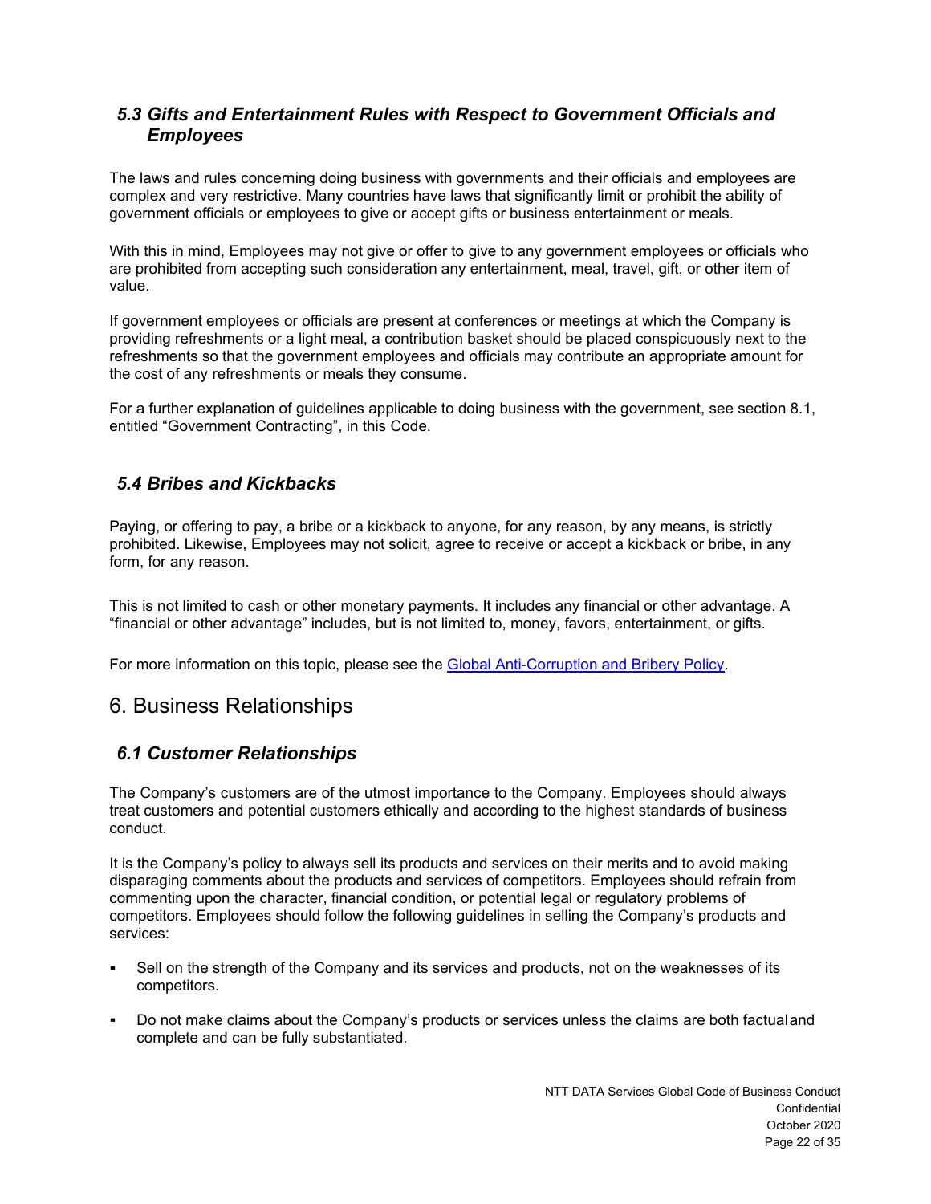### *5.3 Gifts and Entertainment Rules with Respect to Government Officials and Employees*

The laws and rules concerning doing business with governments and their officials and employees are complex and very restrictive. Many countries have laws that significantly limit or prohibit the ability of government officials or employees to give or accept gifts or business entertainment or meals.

With this in mind, Employees may not give or offer to give to any government employees or officials who are prohibited from accepting such consideration any entertainment, meal, travel, gift, or other item of value.

If government employees or officials are present at conferences or meetings at which the Company is providing refreshments or a light meal, a contribution basket should be placed conspicuously next to the refreshments so that the government employees and officials may contribute an appropriate amount for the cost of any refreshments or meals they consume.

For a further explanation of guidelines applicable to doing business with the government, see section 8.1, entitled "Government Contracting", in this Code.

### *5.4 Bribes and Kickbacks*

Paying, or offering to pay, a bribe or a kickback to anyone, for any reason, by any means, is strictly prohibited. Likewise, Employees may not solicit, agree to receive or accept a kickback or bribe, in any form, for any reason.

This is not limited to cash or other monetary payments. It includes any financial or other advantage. A "financial or other advantage" includes, but is not limited to, money, favors, entertainment, or gifts.

For more information on this topic, please see the Global Anti-Corruption and Bribery Policy.

## 6. Business Relationships

### *6.1 Customer Relationships*

The Company's customers are of the utmost importance to the Company. Employees should always treat customers and potential customers ethically and according to the highest standards of business conduct.

It is the Company's policy to always sell its products and services on their merits and to avoid making disparaging comments about the products and services of competitors. Employees should refrain from commenting upon the character, financial condition, or potential legal or regulatory problems of competitors. Employees should follow the following guidelines in selling the Company's products and services:

- Sell on the strength of the Company and its services and products, not on the weaknesses of its competitors.
- Do not make claims about the Company's products or services unless the claims are both factual and complete and can be fully substantiated.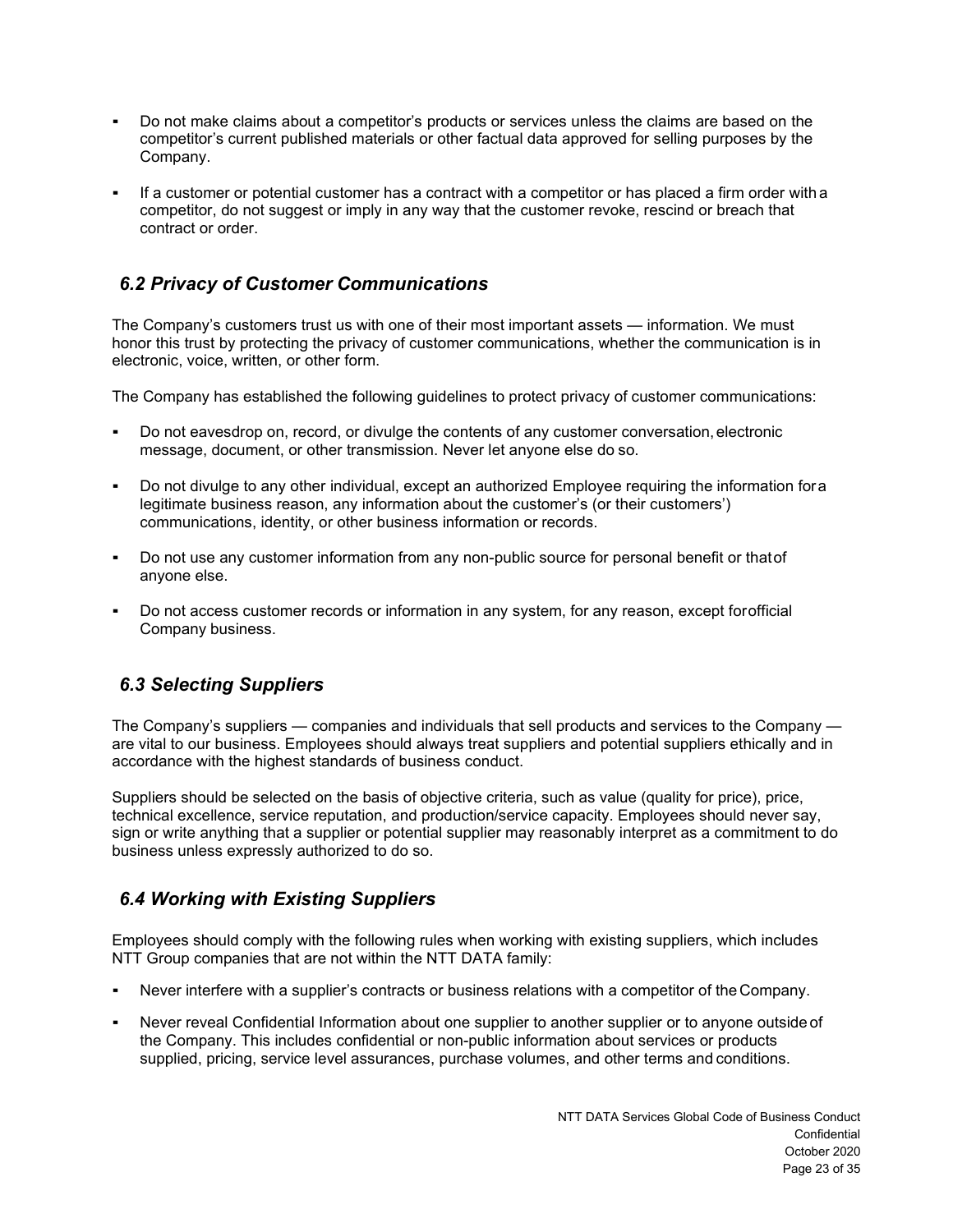- Do not make claims about a competitor's products or services unless the claims are based on the competitor's current published materials or other factual data approved for selling purposes by the Company.
- If a customer or potential customer has a contract with a competitor or has placed a firm order with a competitor, do not suggest or imply in any way that the customer revoke, rescind or breach that contract or order.

## *6.2 Privacy of Customer Communications*

The Company's customers trust us with one of their most important assets — information. We must honor this trust by protecting the privacy of customer communications, whether the communication is in electronic, voice, written, or other form.

The Company has established the following guidelines to protect privacy of customer communications:

- Do not eavesdrop on, record, or divulge the contents of any customer conversation, electronic message, document, or other transmission. Never let anyone else do so.
- Do not divulge to any other individual, except an authorized Employee requiring the information for a legitimate business reason, any information about the customer's (or their customers') communications, identity, or other business information or records.
- Do not use any customer information from any non-public source for personal benefit or that of anyone else.
- Do not access customer records or information in any system, for any reason, except for official Company business.

## *6.3 Selecting Suppliers*

The Company's suppliers — companies and individuals that sell products and services to the Company — are vital to our business. Employees should always treat suppliers and potential suppliers ethically and in accordance with the highest standards of business conduct.

Suppliers should be selected on the basis of objective criteria, such as value (quality for price), price, technical excellence, service reputation, and production/service capacity. Employees should never say, sign or write anything that a supplier or potential supplier may reasonably interpret as a commitment to do business unless expressly authorized to do so.

## *6.4 Working with Existing Suppliers*

Employees should comply with the following rules when working with existing suppliers, which includes NTT Group companies that are not within the NTT DATA family:

- Never interfere with a supplier's contracts or business relations with a competitor of the Company.
- Never reveal Confidential Information about one supplier to another supplier or to anyone outside of the Company. This includes confidential or non-public information about services or products supplied, pricing, service level assurances, purchase volumes, and other terms and conditions.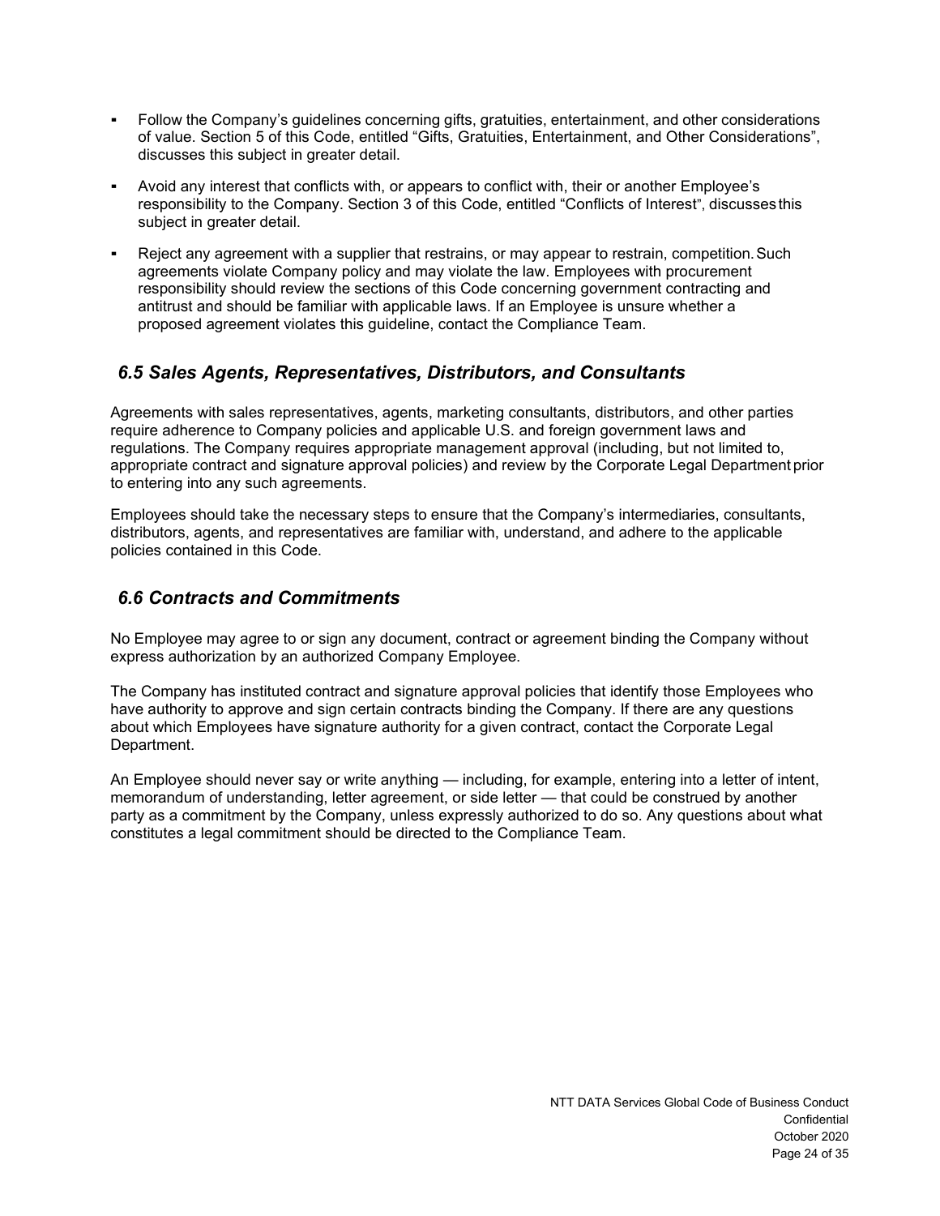- Follow the Company's guidelines concerning gifts, gratuities, entertainment, and other considerations of value. Section 5 of this Code, entitled "Gifts, Gratuities, Entertainment, and Other Considerations", discusses this subject in greater detail.
- Avoid any interest that conflicts with, or appears to conflict with, their or another Employee's responsibility to the Company. Section 3 of this Code, entitled "Conflicts of Interest", discusses this subject in greater detail.
- Reject any agreement with a supplier that restrains, or may appear to restrain, competition. Such agreements violate Company policy and may violate the law. Employees with procurement responsibility should review the sections of this Code concerning government contracting and antitrust and should be familiar with applicable laws. If an Employee is unsure whether a proposed agreement violates this guideline, contact the Compliance Team.

## *6.5 Sales Agents, Representatives, Distributors, and Consultants*

Agreements with sales representatives, agents, marketing consultants, distributors, and other parties require adherence to Company policies and applicable U.S. and foreign government laws and regulations. The Company requires appropriate management approval (including, but not limited to, appropriate contract and signature approval policies) and review by the Corporate Legal Department prior to entering into any such agreements.

Employees should take the necessary steps to ensure that the Company's intermediaries, consultants, distributors, agents, and representatives are familiar with, understand, and adhere to the applicable policies contained in this Code.

## *6.6 Contracts and Commitments*

No Employee may agree to or sign any document, contract or agreement binding the Company without express authorization by an authorized Company Employee.

The Company has instituted contract and signature approval policies that identify those Employees who have authority to approve and sign certain contracts binding the Company. If there are any questions about which Employees have signature authority for a given contract, contact the Corporate Legal Department.

An Employee should never say or write anything — including, for example, entering into a letter of intent, memorandum of understanding, letter agreement, or side letter — that could be construed by another party as a commitment by the Company, unless expressly authorized to do so. Any questions about what constitutes a legal commitment should be directed to the Compliance Team.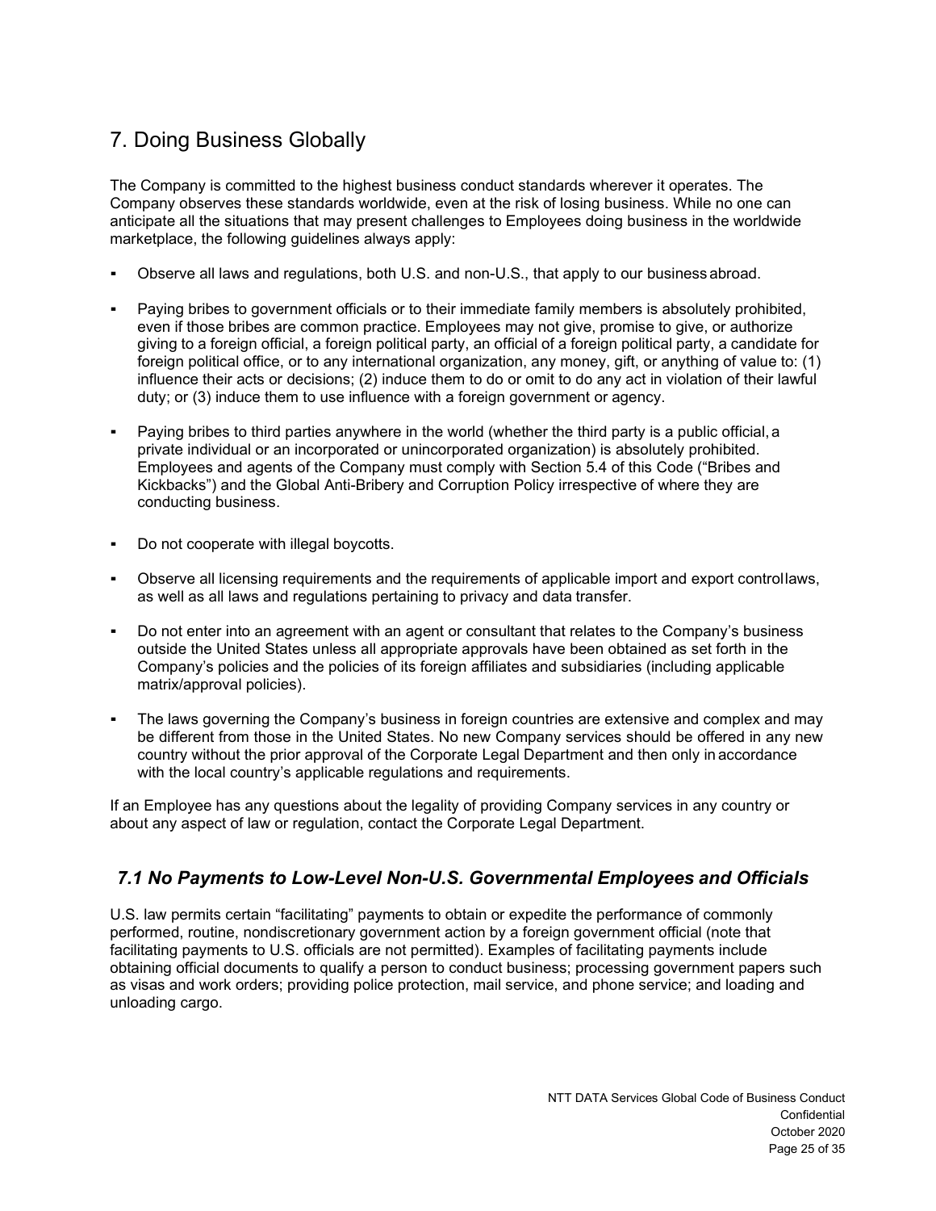# 7. Doing Business Globally

The Company is committed to the highest business conduct standards wherever it operates. The Company observes these standards worldwide, even at the risk of losing business. While no one can anticipate all the situations that may present challenges to Employees doing business in the worldwide marketplace, the following guidelines always apply:

- Observe all laws and regulations, both U.S. and non-U.S., that apply to our business abroad.
- Paying bribes to government officials or to their immediate family members is absolutely prohibited, even if those bribes are common practice. Employees may not give, promise to give, or authorize giving to a foreign official, a foreign political party, an official of a foreign political party, a candidate for foreign political office, or to any international organization, any money, gift, or anything of value to: (1) influence their acts or decisions; (2) induce them to do or omit to do any act in violation of their lawful duty; or (3) induce them to use influence with a foreign government or agency.
- Paying bribes to third parties anywhere in the world (whether the third party is a public official, a private individual or an incorporated or unincorporated organization) is absolutely prohibited. Employees and agents of the Company must comply with Section 5.4 of this Code ("Bribes and Kickbacks") and the Global Anti-Bribery and Corruption Policy irrespective of where they are conducting business.
- Do not cooperate with illegal boycotts.
- Observe all licensing requirements and the requirements of applicable import and export control laws, as well as all laws and regulations pertaining to privacy and data transfer.
- Do not enter into an agreement with an agent or consultant that relates to the Company's business outside the United States unless all appropriate approvals have been obtained as set forth in the Company's policies and the policies of its foreign affiliates and subsidiaries (including applicable matrix/approval policies).
- The laws governing the Company's business in foreign countries are extensive and complex and may be different from those in the United States. No new Company services should be offered in any new country without the prior approval of the Corporate Legal Department and then only in accordance with the local country's applicable regulations and requirements.

If an Employee has any questions about the legality of providing Company services in any country or about any aspect of law or regulation, contact the Corporate Legal Department.

## *7.1 No Payments to Low-Level Non-U.S. Governmental Employees and Officials*

U.S. law permits certain "facilitating" payments to obtain or expedite the performance of commonly performed, routine, nondiscretionary government action by a foreign government official (note that facilitating payments to U.S. officials are not permitted). Examples of facilitating payments include obtaining official documents to qualify a person to conduct business; processing government papers such as visas and work orders; providing police protection, mail service, and phone service; and loading and unloading cargo.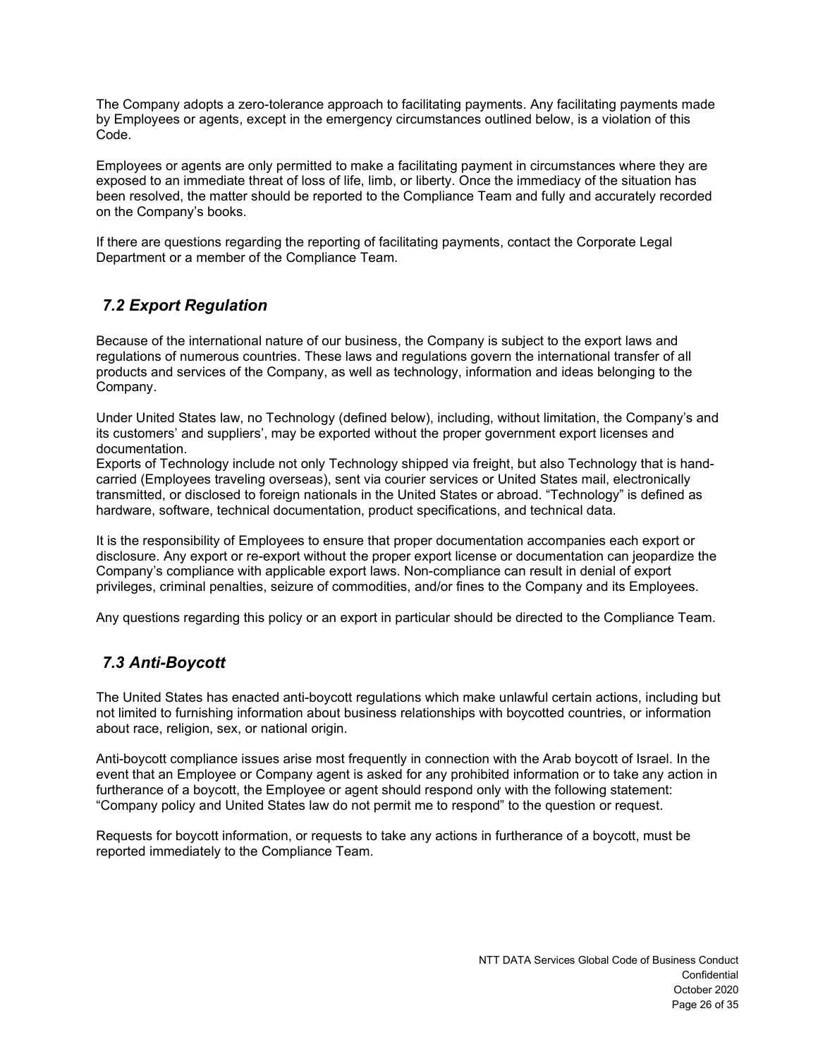The Company adopts a zero-tolerance approach to facilitating payments. Any facilitating payments made by Employees or agents, except in the emergency circumstances outlined below, is a violation of this Code.

Employees or agents are only permitted to make a facilitating payment in circumstances where they are exposed to an immediate threat of loss of life, limb, or liberty. Once the immediacy of the situation has been resolved, the matter should be reported to the Compliance Team and fully and accurately recorded on the Company's books.

If there are questions regarding the reporting of facilitating payments, contact the Corporate Legal Department or a member of the Compliance Team.

## *7.2 Export Regulation*

Because of the international nature of our business, the Company is subject to the export laws and regulations of numerous countries. These laws and regulations govern the international transfer of all products and services of the Company, as well as technology, information and ideas belonging to the Company.

Under United States law, no Technology (defined below), including, without limitation, the Company's and its customers' and suppliers', may be exported without the proper government export licenses and documentation.

Exports of Technology include not only Technology shipped via freight, but also Technology that is hand-carried (Employees traveling overseas), sent via courier services or United States mail, electronically transmitted, or disclosed to foreign nationals in the United States or abroad. "Technology" is defined as hardware, software, technical documentation, product specifications, and technical data.

It is the responsibility of Employees to ensure that proper documentation accompanies each export or disclosure. Any export or re-export without the proper export license or documentation can jeopardize the Company's compliance with applicable export laws. Non-compliance can result in denial of export privileges, criminal penalties, seizure of commodities, and/or fines to the Company and its Employees.

Any questions regarding this policy or an export in particular should be directed to the Compliance Team.

## *7.3 Anti-Boycott*

The United States has enacted anti-boycott regulations which make unlawful certain actions, including but not limited to furnishing information about business relationships with boycotted countries, or information about race, religion, sex, or national origin.

Anti-boycott compliance issues arise most frequently in connection with the Arab boycott of Israel. In the event that an Employee or Company agent is asked for any prohibited information or to take any action in furtherance of a boycott, the Employee or agent should respond only with the following statement: "Company policy and United States law do not permit me to respond" to the question or request.

Requests for boycott information, or requests to take any actions in furtherance of a boycott, must be reported immediately to the Compliance Team.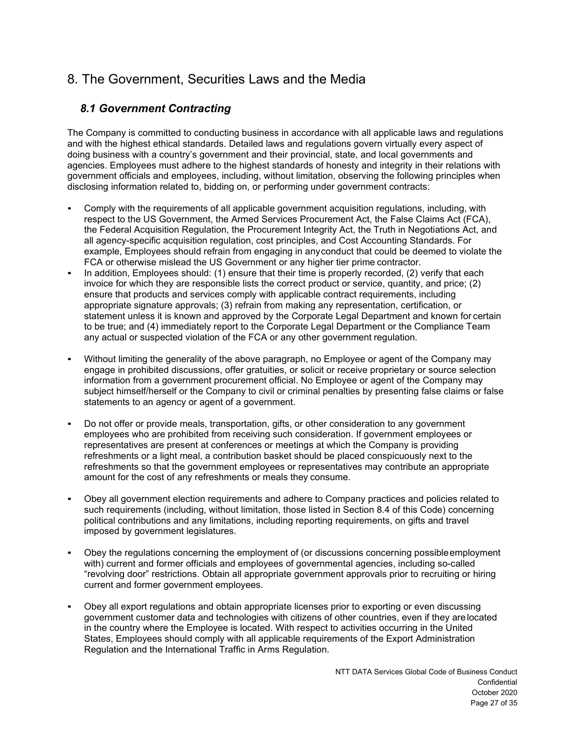# 8. The Government, Securities Laws and the Media

## *8.1 Government Contracting*

The Company is committed to conducting business in accordance with all applicable laws and regulations and with the highest ethical standards. Detailed laws and regulations govern virtually every aspect of doing business with a country's government and their provincial, state, and local governments and agencies. Employees must adhere to the highest standards of honesty and integrity in their relations with government officials and employees, including, without limitation, observing the following principles when disclosing information related to, bidding on, or performing under government contracts:

- Comply with the requirements of all applicable government acquisition regulations, including, with respect to the US Government, the Armed Services Procurement Act, the False Claims Act (FCA), the Federal Acquisition Regulation, the Procurement Integrity Act, the Truth in Negotiations Act, and all agency-specific acquisition regulation, cost principles, and Cost Accounting Standards. For example, Employees should refrain from engaging in anyconduct that could be deemed to violate the FCA or otherwise mislead the US Government or any higher tier prime contractor.
- In addition, Employees should: (1) ensure that their time is properly recorded, (2) verify that each invoice for which they are responsible lists the correct product or service, quantity, and price; (2) ensure that products and services comply with applicable contract requirements, including appropriate signature approvals; (3) refrain from making any representation, certification, or statement unless it is known and approved by the Corporate Legal Department and known for certain to be true; and (4) immediately report to the Corporate Legal Department or the Compliance Team any actual or suspected violation of the FCA or any other government regulation.
- Without limiting the generality of the above paragraph, no Employee or agent of the Company may engage in prohibited discussions, offer gratuities, or solicit or receive proprietary or source selection information from a government procurement official. No Employee or agent of the Company may subject himself/herself or the Company to civil or criminal penalties by presenting false claims or false statements to an agency or agent of a government.
- Do not offer or provide meals, transportation, gifts, or other consideration to any government employees who are prohibited from receiving such consideration. If government employees or representatives are present at conferences or meetings at which the Company is providing refreshments or a light meal, a contribution basket should be placed conspicuously next to the refreshments so that the government employees or representatives may contribute an appropriate amount for the cost of any refreshments or meals they consume.
- Obey all government election requirements and adhere to Company practices and policies related to such requirements (including, without limitation, those listed in Section 8.4 of this Code) concerning political contributions and any limitations, including reporting requirements, on gifts and travel imposed by government legislatures.
- Obey the regulations concerning the employment of (or discussions concerning possibleemployment with) current and former officials and employees of governmental agencies, including so-called "revolving door" restrictions. Obtain all appropriate government approvals prior to recruiting or hiring current and former government employees.
- Obey all export regulations and obtain appropriate licenses prior to exporting or even discussing government customer data and technologies with citizens of other countries, even if they arelocated in the country where the Employee is located. With respect to activities occurring in the United States, Employees should comply with all applicable requirements of the Export Administration Regulation and the International Traffic in Arms Regulation.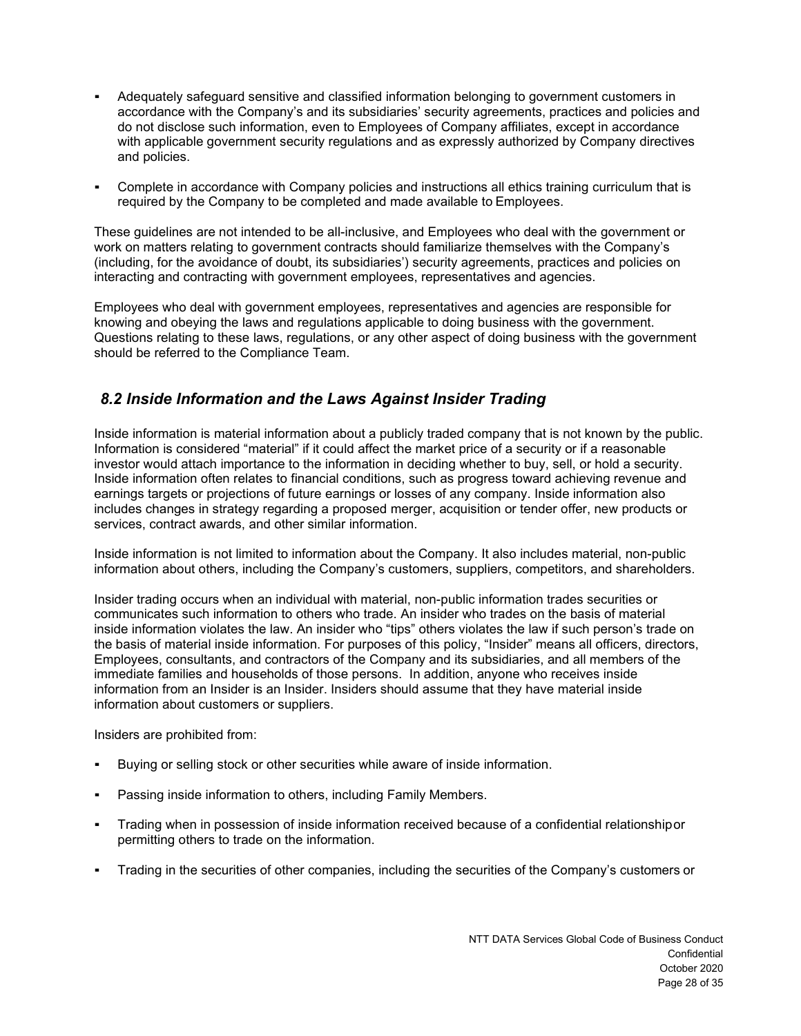- Adequately safeguard sensitive and classified information belonging to government customers in accordance with the Company's and its subsidiaries' security agreements, practices and policies and do not disclose such information, even to Employees of Company affiliates, except in accordance with applicable government security regulations and as expressly authorized by Company directives and policies.

- Complete in accordance with Company policies and instructions all ethics training curriculum that is required by the Company to be completed and made available to Employees.

These guidelines are not intended to be all-inclusive, and Employees who deal with the government or work on matters relating to government contracts should familiarize themselves with the Company's (including, for the avoidance of doubt, its subsidiaries') security agreements, practices and policies on interacting and contracting with government employees, representatives and agencies.

Employees who deal with government employees, representatives and agencies are responsible for knowing and obeying the laws and regulations applicable to doing business with the government. Questions relating to these laws, regulations, or any other aspect of doing business with the government should be referred to the Compliance Team.

## *8.2 Inside Information and the Laws Against Insider Trading*

Inside information is material information about a publicly traded company that is not known by the public. Information is considered "material" if it could affect the market price of a security or if a reasonable investor would attach importance to the information in deciding whether to buy, sell, or hold a security. Inside information often relates to financial conditions, such as progress toward achieving revenue and earnings targets or projections of future earnings or losses of any company. Inside information also includes changes in strategy regarding a proposed merger, acquisition or tender offer, new products or services, contract awards, and other similar information.

Inside information is not limited to information about the Company. It also includes material, non-public information about others, including the Company's customers, suppliers, competitors, and shareholders.

Insider trading occurs when an individual with material, non-public information trades securities or communicates such information to others who trade. An insider who trades on the basis of material inside information violates the law. An insider who "tips" others violates the law if such person's trade on the basis of material inside information. For purposes of this policy, "Insider" means all officers, directors, Employees, consultants, and contractors of the Company and its subsidiaries, and all members of the immediate families and households of those persons. In addition, anyone who receives inside information from an Insider is an Insider. Insiders should assume that they have material inside information about customers or suppliers.

Insiders are prohibited from:

- Buying or selling stock or other securities while aware of inside information.

- Passing inside information to others, including Family Members.

- Trading when in possession of inside information received because of a confidential relationship or permitting others to trade on the information.

- Trading in the securities of other companies, including the securities of the Company's customers or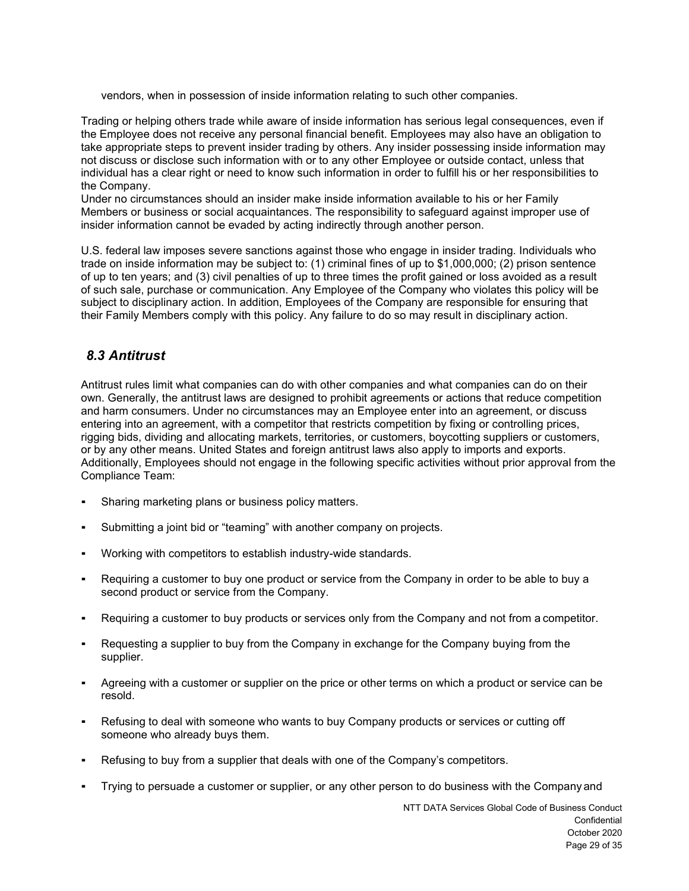vendors, when in possession of inside information relating to such other companies.

Trading or helping others trade while aware of inside information has serious legal consequences, even if the Employee does not receive any personal financial benefit. Employees may also have an obligation to take appropriate steps to prevent insider trading by others. Any insider possessing inside information may not discuss or disclose such information with or to any other Employee or outside contact, unless that individual has a clear right or need to know such information in order to fulfill his or her responsibilities to the Company.
Under no circumstances should an insider make inside information available to his or her Family Members or business or social acquaintances. The responsibility to safeguard against improper use of insider information cannot be evaded by acting indirectly through another person.

U.S. federal law imposes severe sanctions against those who engage in insider trading. Individuals who trade on inside information may be subject to: (1) criminal fines of up to $1,000,000; (2) prison sentence of up to ten years; and (3) civil penalties of up to three times the profit gained or loss avoided as a result of such sale, purchase or communication. Any Employee of the Company who violates this policy will be subject to disciplinary action. In addition, Employees of the Company are responsible for ensuring that their Family Members comply with this policy. Any failure to do so may result in disciplinary action.

### *8.3 Antitrust*

Antitrust rules limit what companies can do with other companies and what companies can do on their own. Generally, the antitrust laws are designed to prohibit agreements or actions that reduce competition and harm consumers. Under no circumstances may an Employee enter into an agreement, or discuss entering into an agreement, with a competitor that restricts competition by fixing or controlling prices, rigging bids, dividing and allocating markets, territories, or customers, boycotting suppliers or customers, or by any other means. United States and foreign antitrust laws also apply to imports and exports. Additionally, Employees should not engage in the following specific activities without prior approval from the Compliance Team:

- Sharing marketing plans or business policy matters.
- Submitting a joint bid or "teaming" with another company on projects.
- Working with competitors to establish industry-wide standards.
- Requiring a customer to buy one product or service from the Company in order to be able to buy a second product or service from the Company.
- Requiring a customer to buy products or services only from the Company and not from a competitor.
- Requesting a supplier to buy from the Company in exchange for the Company buying from the supplier.
- Agreeing with a customer or supplier on the price or other terms on which a product or service can be resold.
- Refusing to deal with someone who wants to buy Company products or services or cutting off someone who already buys them.
- Refusing to buy from a supplier that deals with one of the Company's competitors.
- Trying to persuade a customer or supplier, or any other person to do business with the Company and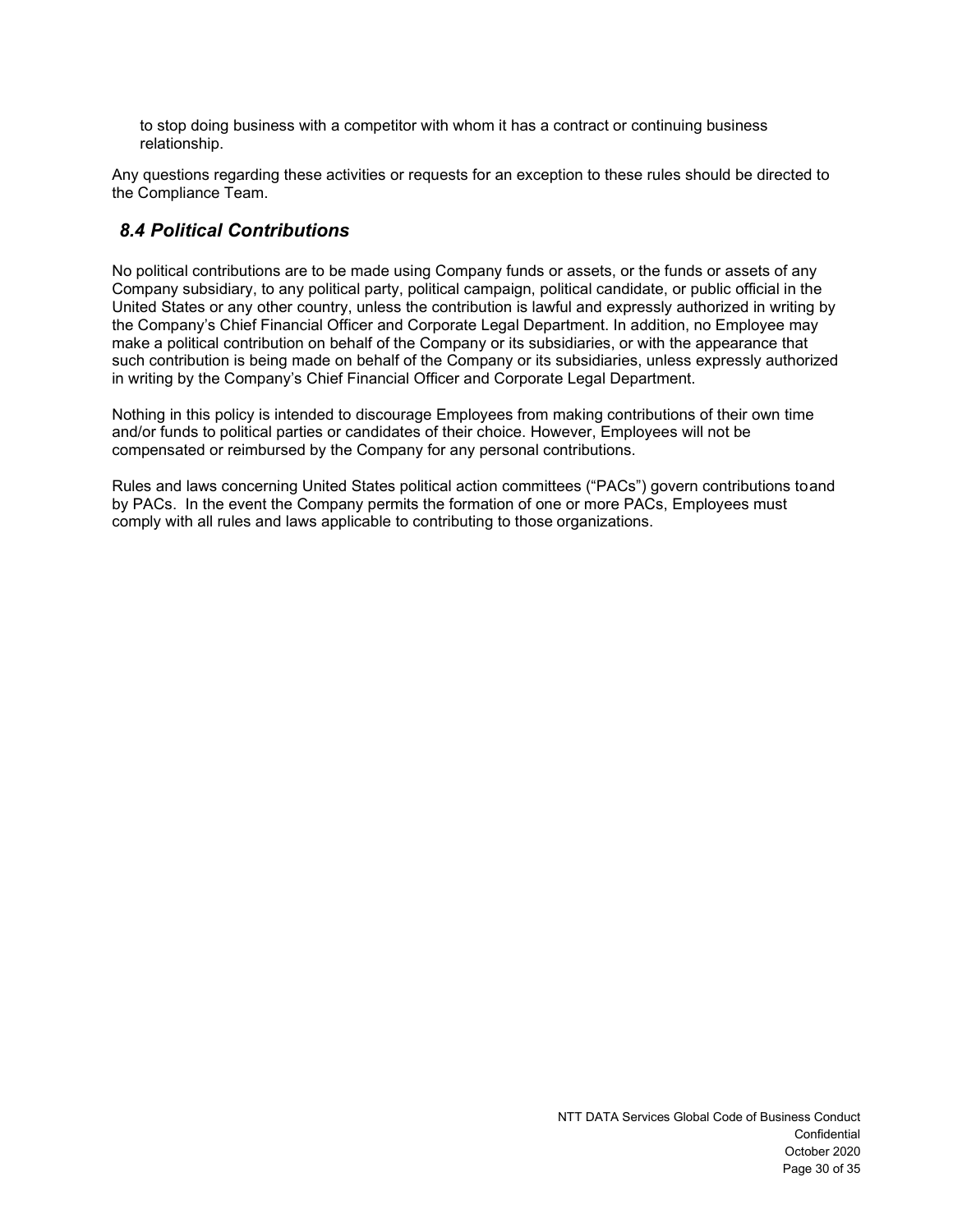to stop doing business with a competitor with whom it has a contract or continuing business relationship.

Any questions regarding these activities or requests for an exception to these rules should be directed to the Compliance Team.

### *8.4 Political Contributions*

No political contributions are to be made using Company funds or assets, or the funds or assets of any Company subsidiary, to any political party, political campaign, political candidate, or public official in the United States or any other country, unless the contribution is lawful and expressly authorized in writing by the Company's Chief Financial Officer and Corporate Legal Department. In addition, no Employee may make a political contribution on behalf of the Company or its subsidiaries, or with the appearance that such contribution is being made on behalf of the Company or its subsidiaries, unless expressly authorized in writing by the Company's Chief Financial Officer and Corporate Legal Department.

Nothing in this policy is intended to discourage Employees from making contributions of their own time and/or funds to political parties or candidates of their choice. However, Employees will not be compensated or reimbursed by the Company for any personal contributions.

Rules and laws concerning United States political action committees ("PACs") govern contributions toand by PACs. In the event the Company permits the formation of one or more PACs, Employees must comply with all rules and laws applicable to contributing to those organizations.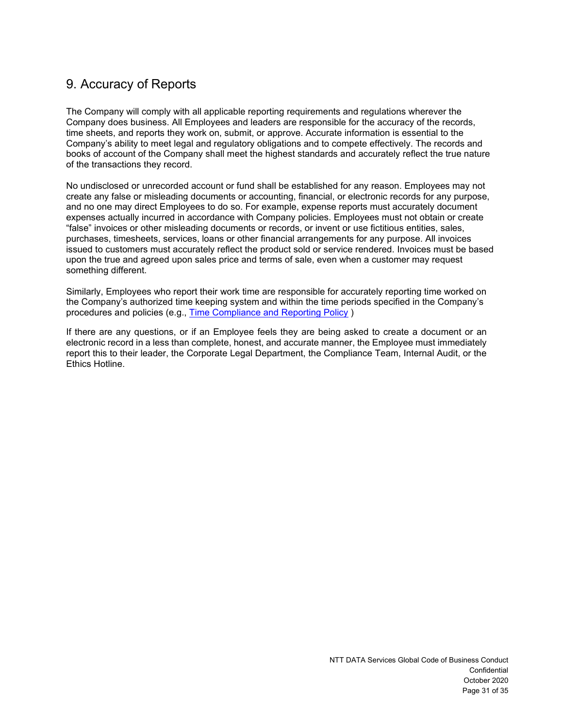## 9. Accuracy of Reports

The Company will comply with all applicable reporting requirements and regulations wherever the Company does business. All Employees and leaders are responsible for the accuracy of the records, time sheets, and reports they work on, submit, or approve. Accurate information is essential to the Company's ability to meet legal and regulatory obligations and to compete effectively. The records and books of account of the Company shall meet the highest standards and accurately reflect the true nature of the transactions they record.

No undisclosed or unrecorded account or fund shall be established for any reason. Employees may not create any false or misleading documents or accounting, financial, or electronic records for any purpose, and no one may direct Employees to do so. For example, expense reports must accurately document expenses actually incurred in accordance with Company policies. Employees must not obtain or create "false" invoices or other misleading documents or records, or invent or use fictitious entities, sales, purchases, timesheets, services, loans or other financial arrangements for any purpose. All invoices issued to customers must accurately reflect the product sold or service rendered. Invoices must be based upon the true and agreed upon sales price and terms of sale, even when a customer may request something different.

Similarly, Employees who report their work time are responsible for accurately reporting time worked on the Company's authorized time keeping system and within the time periods specified in the Company's procedures and policies (e.g., Time Compliance and Reporting Policy )

If there are any questions, or if an Employee feels they are being asked to create a document or an electronic record in a less than complete, honest, and accurate manner, the Employee must immediately report this to their leader, the Corporate Legal Department, the Compliance Team, Internal Audit, or the Ethics Hotline.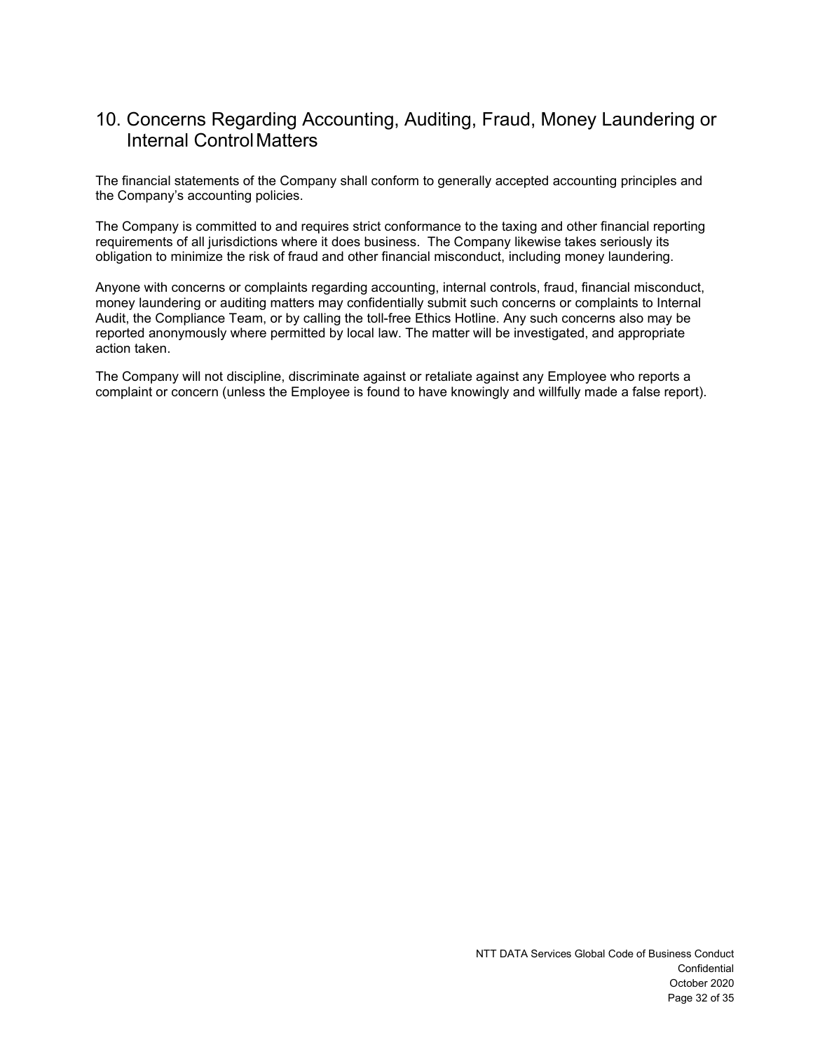## 10. Concerns Regarding Accounting, Auditing, Fraud, Money Laundering or Internal Control Matters

The financial statements of the Company shall conform to generally accepted accounting principles and the Company's accounting policies.

The Company is committed to and requires strict conformance to the taxing and other financial reporting requirements of all jurisdictions where it does business. The Company likewise takes seriously its obligation to minimize the risk of fraud and other financial misconduct, including money laundering.

Anyone with concerns or complaints regarding accounting, internal controls, fraud, financial misconduct, money laundering or auditing matters may confidentially submit such concerns or complaints to Internal Audit, the Compliance Team, or by calling the toll-free Ethics Hotline. Any such concerns also may be reported anonymously where permitted by local law. The matter will be investigated, and appropriate action taken.

The Company will not discipline, discriminate against or retaliate against any Employee who reports a complaint or concern (unless the Employee is found to have knowingly and willfully made a false report).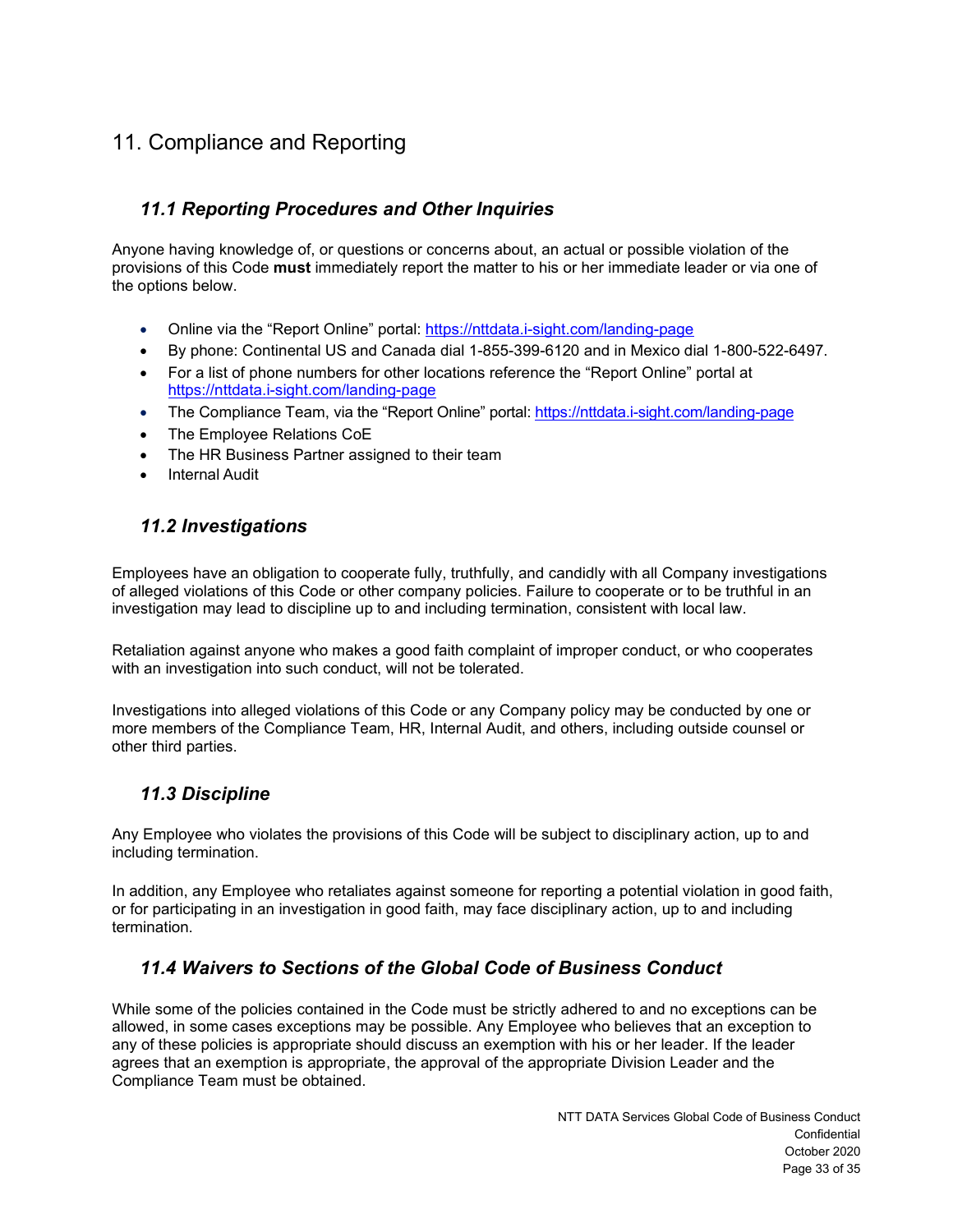# 11. Compliance and Reporting

## *11.1 Reporting Procedures and Other Inquiries*

Anyone having knowledge of, or questions or concerns about, an actual or possible violation of the provisions of this Code **must** immediately report the matter to his or her immediate leader or via one of the options below.

- Online via the "Report Online" portal: https://nttdata.i-sight.com/landing-page
- By phone: Continental US and Canada dial 1-855-399-6120 and in Mexico dial 1-800-522-6497.
- For a list of phone numbers for other locations reference the "Report Online" portal at https://nttdata.i-sight.com/landing-page
- The Compliance Team, via the "Report Online" portal: https://nttdata.i-sight.com/landing-page
- The Employee Relations CoE
- The HR Business Partner assigned to their team
- Internal Audit

## *11.2 Investigations*

Employees have an obligation to cooperate fully, truthfully, and candidly with all Company investigations of alleged violations of this Code or other company policies. Failure to cooperate or to be truthful in an investigation may lead to discipline up to and including termination, consistent with local law.

Retaliation against anyone who makes a good faith complaint of improper conduct, or who cooperates with an investigation into such conduct, will not be tolerated.

Investigations into alleged violations of this Code or any Company policy may be conducted by one or more members of the Compliance Team, HR, Internal Audit, and others, including outside counsel or other third parties.

## *11.3 Discipline*

Any Employee who violates the provisions of this Code will be subject to disciplinary action, up to and including termination.

In addition, any Employee who retaliates against someone for reporting a potential violation in good faith, or for participating in an investigation in good faith, may face disciplinary action, up to and including termination.

## *11.4 Waivers to Sections of the Global Code of Business Conduct*

While some of the policies contained in the Code must be strictly adhered to and no exceptions can be allowed, in some cases exceptions may be possible. Any Employee who believes that an exception to any of these policies is appropriate should discuss an exemption with his or her leader. If the leader agrees that an exemption is appropriate, the approval of the appropriate Division Leader and the Compliance Team must be obtained.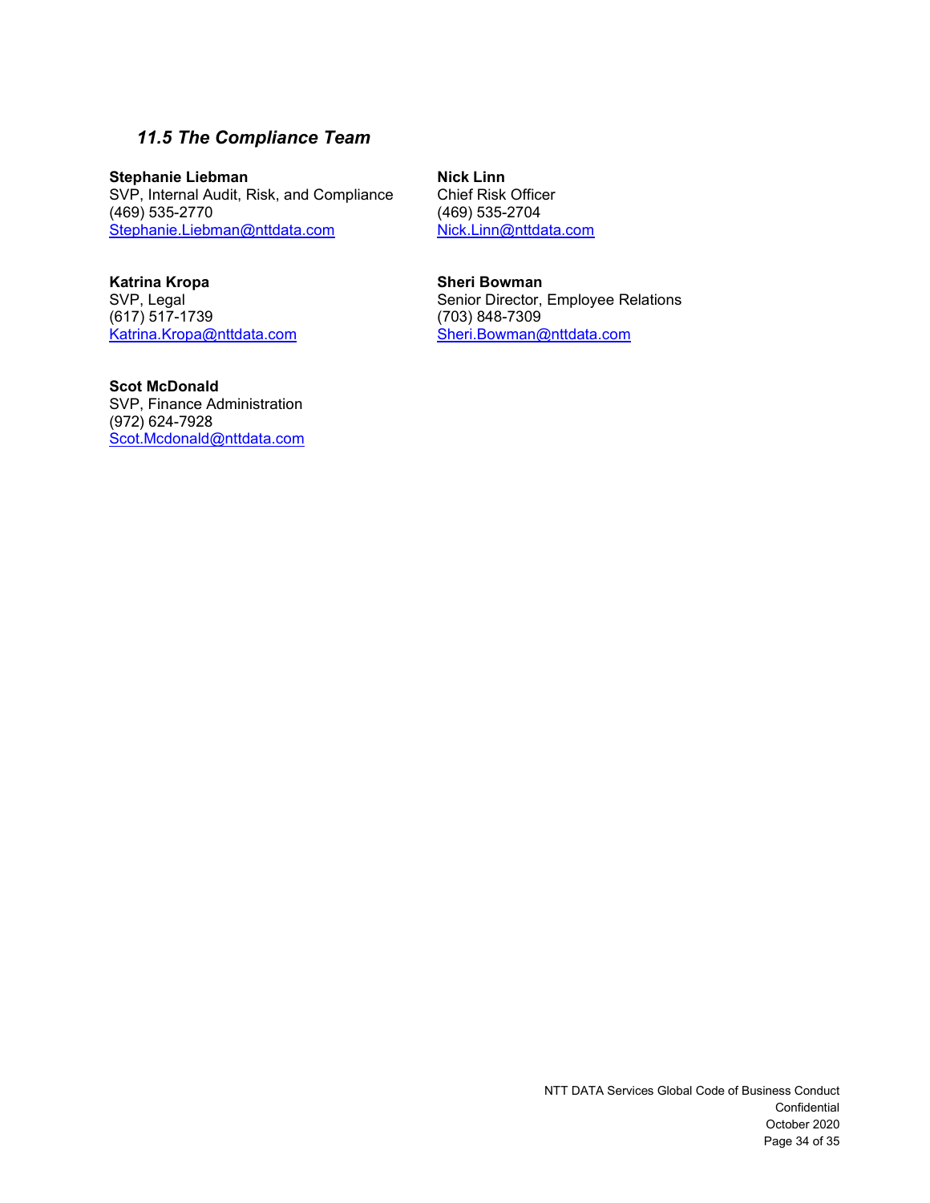### *11.5 The Compliance Team*

**Stephanie Liebman**
SVP, Internal Audit, Risk, and Compliance
(469) 535-2770
Stephanie.Liebman@nttdata.com

**Nick Linn**
Chief Risk Officer
(469) 535-2704
Nick.Linn@nttdata.com

**Katrina Kropa**
SVP, Legal
(617) 517-1739
Katrina.Kropa@nttdata.com

**Sheri Bowman**
Senior Director, Employee Relations
(703) 848-7309
Sheri.Bowman@nttdata.com

**Scot McDonald**
SVP, Finance Administration
(972) 624-7928
Scot.Mcdonald@nttdata.com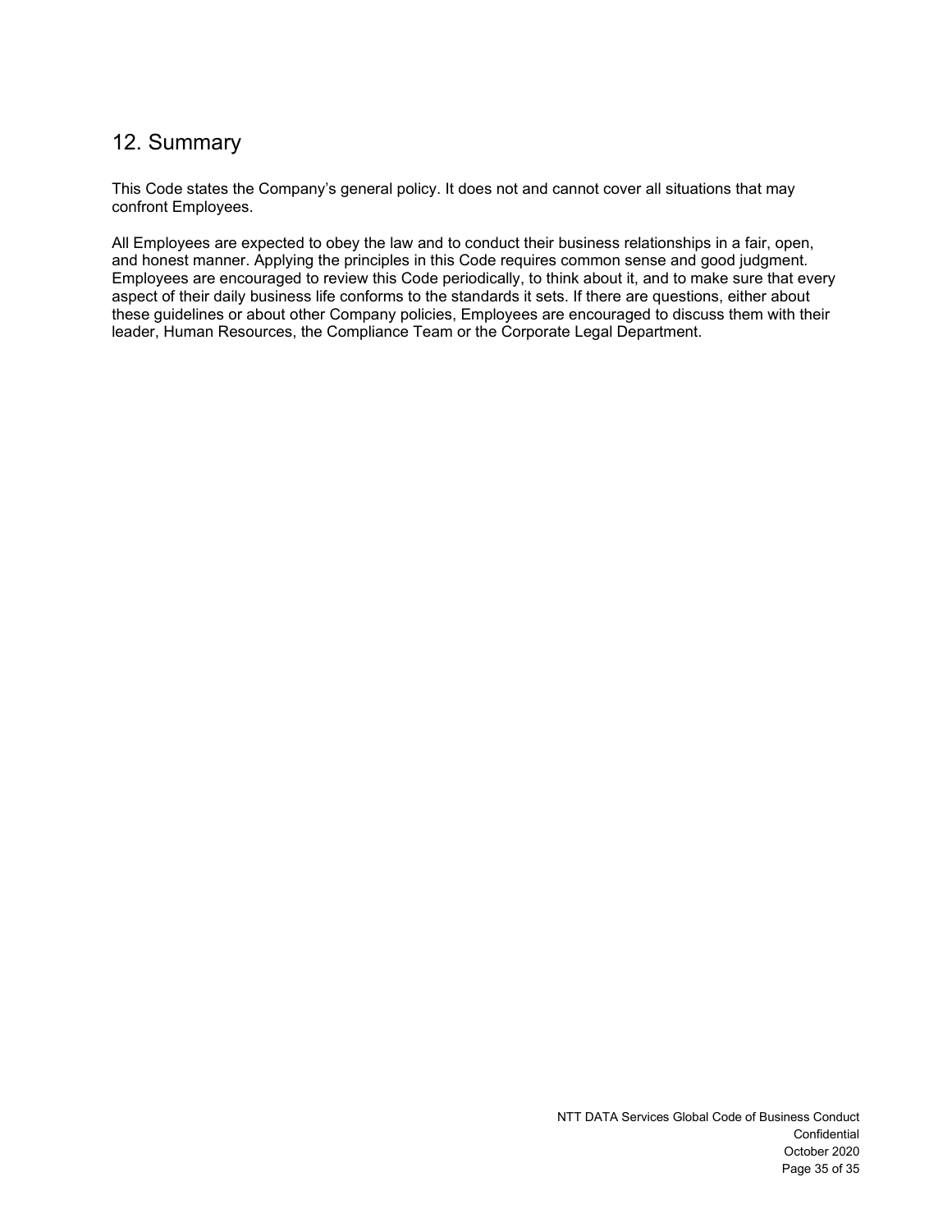## 12. Summary

This Code states the Company's general policy. It does not and cannot cover all situations that may confront Employees.

All Employees are expected to obey the law and to conduct their business relationships in a fair, open, and honest manner. Applying the principles in this Code requires common sense and good judgment. Employees are encouraged to review this Code periodically, to think about it, and to make sure that every aspect of their daily business life conforms to the standards it sets. If there are questions, either about these guidelines or about other Company policies, Employees are encouraged to discuss them with their leader, Human Resources, the Compliance Team or the Corporate Legal Department.